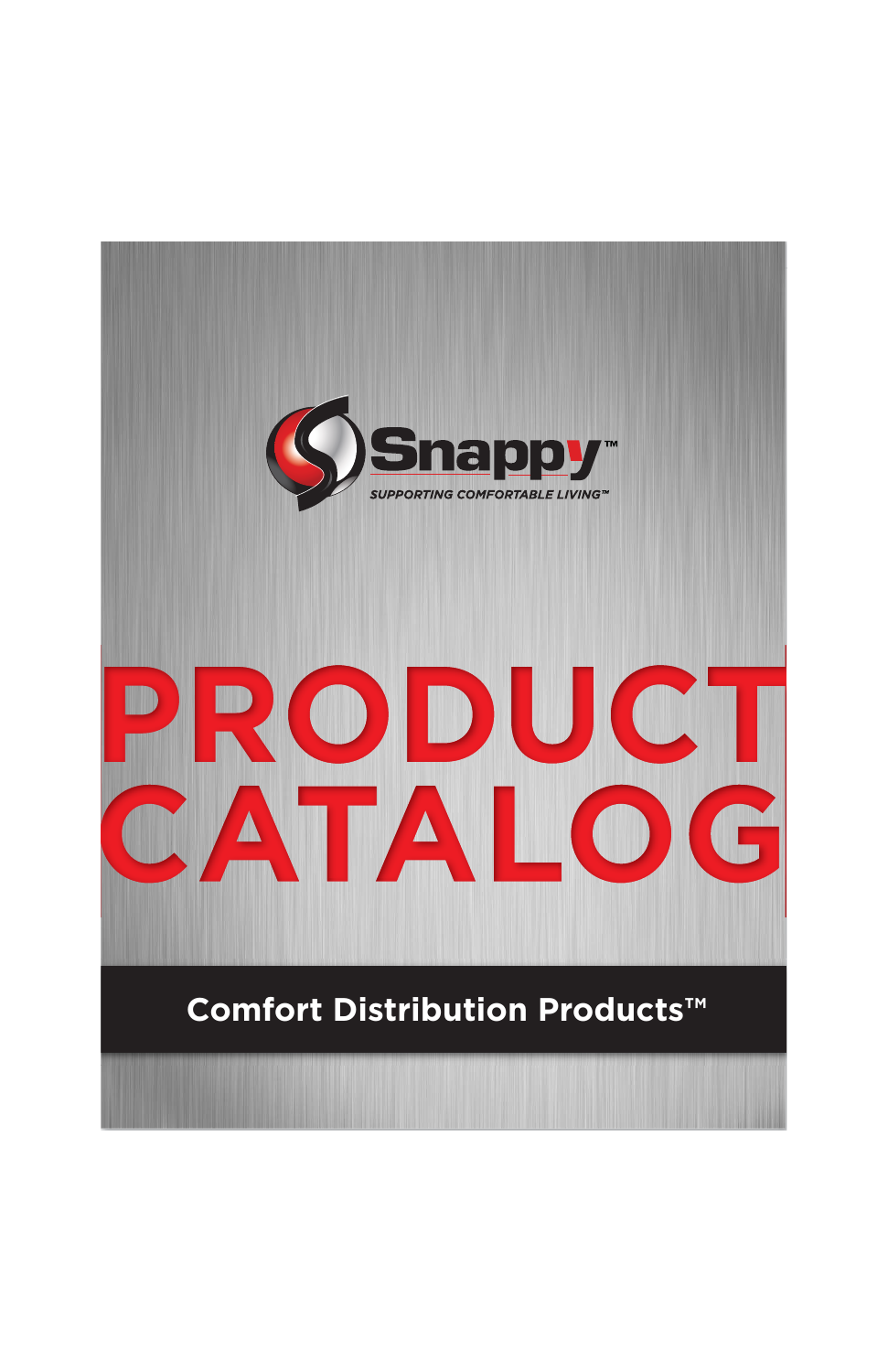Snappy™

*SUPPORTING COMFORTABLE LIVING™*

# PRODUCT CATALOG

**Comfort Distribution Products™**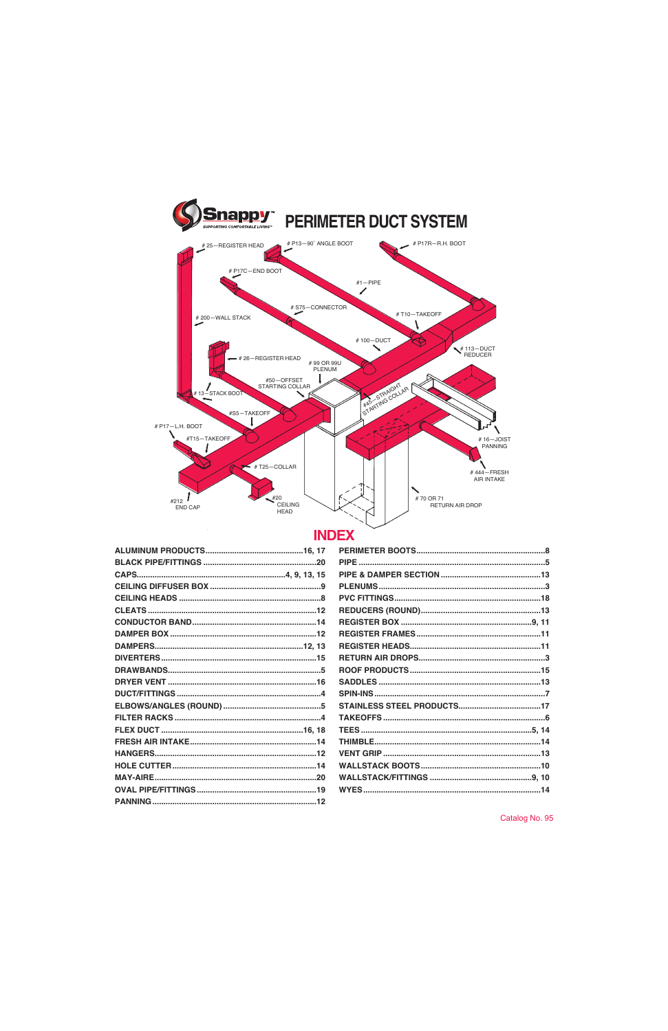# PERIMETER DUCT SYSTEM

# 25—REGISTER HEAD
# P13—90° ANGLE BOOT
# P17R—R.H. BOOT
# P17C—END BOOT
#1—PIPE
# S75—CONNECTOR
# T10—TAKEOFF
# 200—WALL STACK
# 100—DUCT
# 113—DUCT REDUCER
# 26—REGISTER HEAD
# 99 OR 99U PLENUM
#50—OFFSET STARTING COLLAR
#45—STRAIGHT STARTING COLLAR
# 13—STACK BOOT
#S5—TAKEOFF
# P17—L.H. BOOT
#T15—TAKEOFF
# 16—JOIST PANNING
# T25—COLLAR
# 444—FRESH AIR INTAKE
#212 END CAP
#20 CEILING HEAD
# 70 OR 71 RETURN AIR DROP

## INDEX

| | |
|---|---|
| ALUMINUM PRODUCTS | 16, 17 |
| BLACK PIPE/FITTINGS | 20 |
| CAPS | 4, 9, 13, 15 |
| CEILING DIFFUSER BOX | 9 |
| CEILING HEADS | 8 |
| CLEATS | 12 |
| CONDUCTOR BAND | 14 |
| DAMPER BOX | 12 |
| DAMPERS | 12, 13 |
| DIVERTERS | 15 |
| DRAWBANDS | 5 |
| DRYER VENT | 16 |
| DUCT/FITTINGS | 4 |
| ELBOWS/ANGLES (ROUND) | 5 |
| FILTER RACKS | 4 |
| FLEX DUCT | 16, 18 |
| FRESH AIR INTAKE | 14 |
| HANGERS | 12 |
| HOLE CUTTER | 14 |
| MAY-AIRE | 20 |
| OVAL PIPE/FITTINGS | 19 |
| PANNING | 12 |
| PERIMETER BOOTS | 8 |
| PIPE | 5 |
| PIPE & DAMPER SECTION | 13 |
| PLENUMS | 3 |
| PVC FITTINGS | 18 |
| REDUCERS (ROUND) | 13 |
| REGISTER BOX | 9, 11 |
| REGISTER FRAMES | 11 |
| REGISTER HEADS | 11 |
| RETURN AIR DROPS | 3 |
| ROOF PRODUCTS | 15 |
| SADDLES | 13 |
| SPIN-INS | 7 |
| STAINLESS STEEL PRODUCTS | 17 |
| TAKEOFFS | 6 |
| TEES | 5, 14 |
| THIMBLE | 14 |
| VENT GRIP | 13 |
| WALLSTACK BOOTS | 10 |
| WALLSTACK/FITTINGS | 9, 10 |
| WYES | 14 |

Catalog No. 95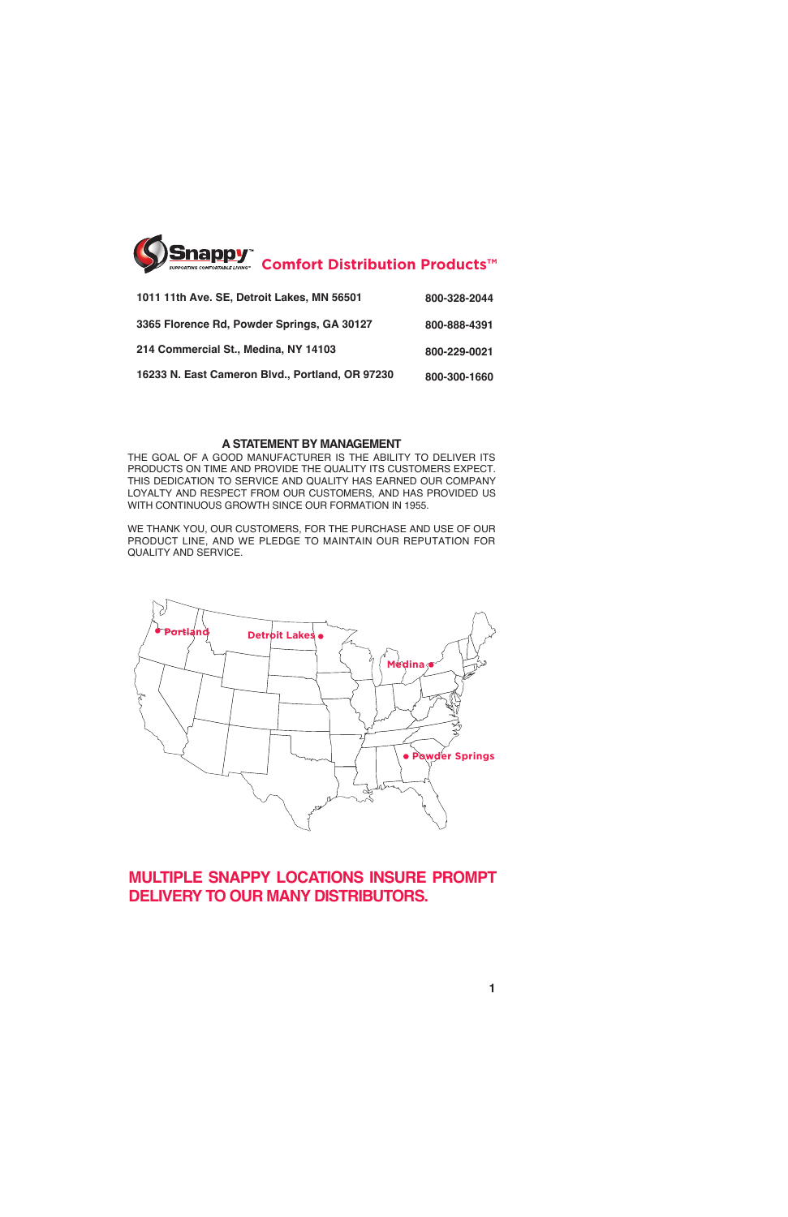# Snappy™ Comfort Distribution Products™

| | |
|---|---|
| 1011 11th Ave. SE, Detroit Lakes, MN 56501 | 800-328-2044 |
| 3365 Florence Rd, Powder Springs, GA 30127 | 800-888-4391 |
| 214 Commercial St., Medina, NY 14103 | 800-229-0021 |
| 16233 N. East Cameron Blvd., Portland, OR 97230 | 800-300-1660 |

## A STATEMENT BY MANAGEMENT

THE GOAL OF A GOOD MANUFACTURER IS THE ABILITY TO DELIVER ITS PRODUCTS ON TIME AND PROVIDE THE QUALITY ITS CUSTOMERS EXPECT. THIS DEDICATION TO SERVICE AND QUALITY HAS EARNED OUR COMPANY LOYALTY AND RESPECT FROM OUR CUSTOMERS, AND HAS PROVIDED US WITH CONTINUOUS GROWTH SINCE OUR FORMATION IN 1955.

WE THANK YOU, OUR CUSTOMERS, FOR THE PURCHASE AND USE OF OUR PRODUCT LINE, AND WE PLEDGE TO MAINTAIN OUR REPUTATION FOR QUALITY AND SERVICE.

Portland · Detroit Lakes · Medina · Powder Springs

**MULTIPLE SNAPPY LOCATIONS INSURE PROMPT DELIVERY TO OUR MANY DISTRIBUTORS.**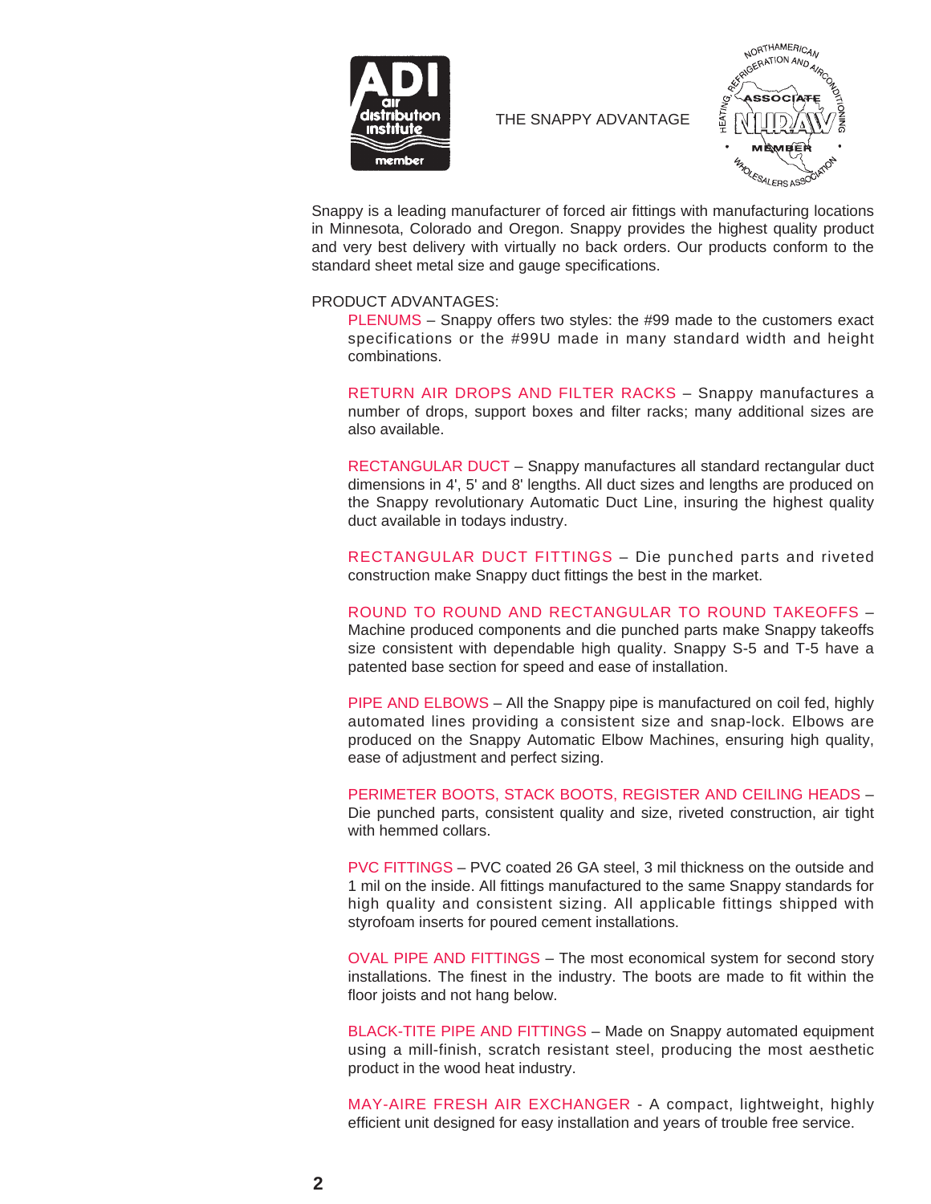# THE SNAPPY ADVANTAGE

Snappy is a leading manufacturer of forced air fittings with manufacturing locations in Minnesota, Colorado and Oregon. Snappy provides the highest quality product and very best delivery with virtually no back orders. Our products conform to the standard sheet metal size and gauge specifications.

PRODUCT ADVANTAGES:

PLENUMS – Snappy offers two styles: the #99 made to the customers exact specifications or the #99U made in many standard width and height combinations.

RETURN AIR DROPS AND FILTER RACKS – Snappy manufactures a number of drops, support boxes and filter racks; many additional sizes are also available.

RECTANGULAR DUCT – Snappy manufactures all standard rectangular duct dimensions in 4', 5' and 8' lengths. All duct sizes and lengths are produced on the Snappy revolutionary Automatic Duct Line, insuring the highest quality duct available in todays industry.

RECTANGULAR DUCT FITTINGS – Die punched parts and riveted construction make Snappy duct fittings the best in the market.

ROUND TO ROUND AND RECTANGULAR TO ROUND TAKEOFFS – Machine produced components and die punched parts make Snappy takeoffs size consistent with dependable high quality. Snappy S-5 and T-5 have a patented base section for speed and ease of installation.

PIPE AND ELBOWS – All the Snappy pipe is manufactured on coil fed, highly automated lines providing a consistent size and snap-lock. Elbows are produced on the Snappy Automatic Elbow Machines, ensuring high quality, ease of adjustment and perfect sizing.

PERIMETER BOOTS, STACK BOOTS, REGISTER AND CEILING HEADS – Die punched parts, consistent quality and size, riveted construction, air tight with hemmed collars.

PVC FITTINGS – PVC coated 26 GA steel, 3 mil thickness on the outside and 1 mil on the inside. All fittings manufactured to the same Snappy standards for high quality and consistent sizing. All applicable fittings shipped with styrofoam inserts for poured cement installations.

OVAL PIPE AND FITTINGS – The most economical system for second story installations. The finest in the industry. The boots are made to fit within the floor joists and not hang below.

BLACK-TITE PIPE AND FITTINGS – Made on Snappy automated equipment using a mill-finish, scratch resistant steel, producing the most aesthetic product in the wood heat industry.

MAY-AIRE FRESH AIR EXCHANGER - A compact, lightweight, highly efficient unit designed for easy installation and years of trouble free service.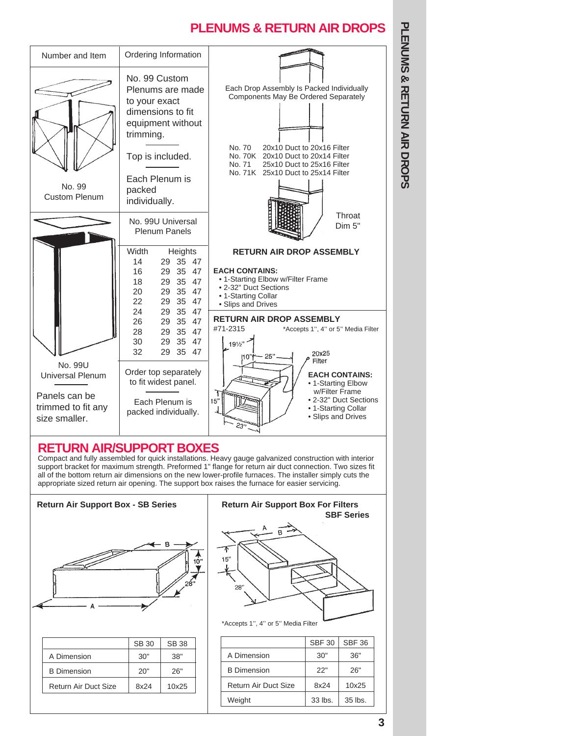# PLENUMS & RETURN AIR DROPS

| Number and Item | Ordering Information |
|---|---|
| No. 99 Custom Plenum | No. 99 Custom Plenums are made to your exact dimensions to fit equipment without trimming. Top is included. Each Plenum is packed individually. |
| No. 99U Universal Plenum. Panels can be trimmed to fit any size smaller. | No. 99U Universal Plenum Panels. Order top separately to fit widest panel. Each Plenum is packed individually. |

No. 99U Universal Plenum Panels

| Width | Heights | | |
|---|---|---|---|
| 14 | 29 | 35 | 47 |
| 16 | 29 | 35 | 47 |
| 18 | 29 | 35 | 47 |
| 20 | 29 | 35 | 47 |
| 22 | 29 | 35 | 47 |
| 24 | 29 | 35 | 47 |
| 26 | 29 | 35 | 47 |
| 28 | 29 | 35 | 47 |
| 30 | 29 | 35 | 47 |
| 32 | 29 | 35 | 47 |

Each Drop Assembly Is Packed Individually
Components May Be Ordered Separately

| | |
|---|---|
| No. 70 | 20x10 Duct to 20x16 Filter |
| No. 70K | 20x10 Duct to 20x14 Filter |
| No. 71 | 25x10 Duct to 25x16 Filter |
| No. 71K | 25x10 Duct to 25x14 Filter |

Throat Dim 5"

### RETURN AIR DROP ASSEMBLY

**EACH CONTAINS:**
- 1-Starting Elbow w/Filter Frame
- 2-32" Duct Sections
- 1-Starting Collar
- Slips and Drives

### RETURN AIR DROP ASSEMBLY

#71-2315 — *Accepts 1", 4" or 5" Media Filter

19½", 10", 25", 20x25 Filter, 15", 23"

**EACH CONTAINS:**
- 1-Starting Elbow w/Filter Frame
- 2-32" Duct Sections
- 1-Starting Collar
- Slips and Drives

# RETURN AIR/SUPPORT BOXES

Compact and fully assembled for quick installations. Heavy gauge galvanized construction with interior support bracket for maximum strength. Preformed 1" flange for return air duct connection. Two sizes fit all of the bottom return air dimensions on the new lower-profile furnaces. The installer simply cuts the appropriate sized return air opening. The support box raises the furnace for easier servicing.

### Return Air Support Box - SB Series

B, 10", 28", A

| | SB 30 | SB 38 |
|---|---|---|
| A Dimension | 30" | 38" |
| B Dimension | 20" | 26" |
| Return Air Duct Size | 8x24 | 10x25 |

### Return Air Support Box For Filters SBF Series

A, B, 15", 28"

*Accepts 1", 4" or 5" Media Filter

| | SBF 30 | SBF 36 |
|---|---|---|
| A Dimension | 30" | 36" |
| B Dimension | 22" | 26" |
| Return Air Duct Size | 8x24 | 10x25 |
| Weight | 33 lbs. | 35 lbs. |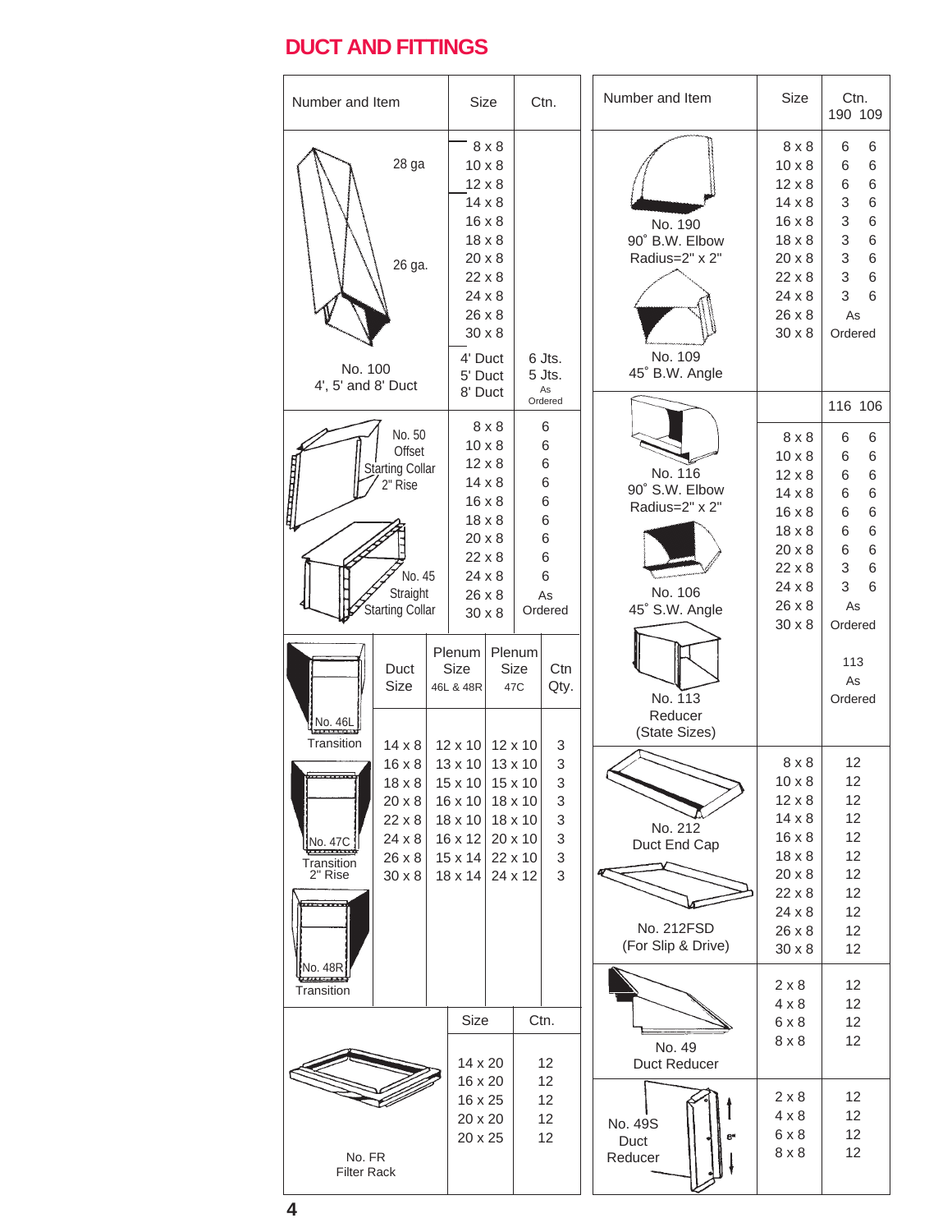# DUCT AND FITTINGS

| Number and Item | Size | Ctn. |
|---|---|---|
| No. 100 4', 5' and 8' Duct (28 ga, 26 ga.) | 8 x 8 | |
| | 10 x 8 | |
| | 12 x 8 | |
| | 14 x 8 | |
| | 16 x 8 | |
| | 18 x 8 | |
| | 20 x 8 | |
| | 22 x 8 | |
| | 24 x 8 | |
| | 26 x 8 | |
| | 30 x 8 | |
| | 4' Duct | 6 Jts. |
| | 5' Duct | 5 Jts. |
| | 8' Duct | As Ordered |
| No. 50 Offset Starting Collar 2" Rise; No. 45 Straight Starting Collar | 8 x 8 | 6 |
| | 10 x 8 | 6 |
| | 12 x 8 | 6 |
| | 14 x 8 | 6 |
| | 16 x 8 | 6 |
| | 18 x 8 | 6 |
| | 20 x 8 | 6 |
| | 22 x 8 | 6 |
| | 24 x 8 | 6 |
| | 26 x 8 | As Ordered |
| | 30 x 8 | |

| Number and Item | Duct Size | Plenum Size 46L & 48R | Plenum Size 47C | Ctn Qty. |
|---|---|---|---|---|
| No. 46L Transition; No. 47C Transition 2" Rise; No. 48R Transition | 14 x 8 | 12 x 10 | 12 x 10 | 3 |
| | 16 x 8 | 13 x 10 | 13 x 10 | 3 |
| | 18 x 8 | 15 x 10 | 15 x 10 | 3 |
| | 20 x 8 | 16 x 10 | 18 x 10 | 3 |
| | 22 x 8 | 18 x 10 | 18 x 10 | 3 |
| | 24 x 8 | 16 x 12 | 20 x 10 | 3 |
| | 26 x 8 | 15 x 14 | 22 x 10 | 3 |
| | 30 x 8 | 18 x 14 | 24 x 12 | 3 |

| Number and Item | Size | Ctn. |
|---|---|---|
| No. FR Filter Rack | 14 x 20 | 12 |
| | 16 x 20 | 12 |
| | 16 x 25 | 12 |
| | 20 x 20 | 12 |
| | 20 x 25 | 12 |

| Number and Item | Size | Ctn. 190 | Ctn. 109 |
|---|---|---|---|
| No. 190 90˚ B.W. Elbow Radius=2" x 2"; No. 109 45˚ B.W. Angle | 8 x 8 | 6 | 6 |
| | 10 x 8 | 6 | 6 |
| | 12 x 8 | 6 | 6 |
| | 14 x 8 | 3 | 6 |
| | 16 x 8 | 3 | 6 |
| | 18 x 8 | 3 | 6 |
| | 20 x 8 | 3 | 6 |
| | 22 x 8 | 3 | 6 |
| | 24 x 8 | 3 | 6 |
| | 26 x 8 | As Ordered | |
| | 30 x 8 | | |

| Number and Item | Size | Ctn. 116 | Ctn. 106 |
|---|---|---|---|
| No. 116 90˚ S.W. Elbow Radius=2" x 2"; No. 106 45˚ S.W. Angle | 8 x 8 | 6 | 6 |
| | 10 x 8 | 6 | 6 |
| | 12 x 8 | 6 | 6 |
| | 14 x 8 | 6 | 6 |
| | 16 x 8 | 6 | 6 |
| | 18 x 8 | 6 | 6 |
| | 20 x 8 | 6 | 6 |
| | 22 x 8 | 3 | 6 |
| | 24 x 8 | 3 | 6 |
| | 26 x 8 | As Ordered | |
| | 30 x 8 | | |
| No. 113 Reducer (State Sizes) | | 113 As Ordered | |

| Number and Item | Size | Ctn. |
|---|---|---|
| No. 212 Duct End Cap; No. 212FSD (For Slip & Drive) | 8 x 8 | 12 |
| | 10 x 8 | 12 |
| | 12 x 8 | 12 |
| | 14 x 8 | 12 |
| | 16 x 8 | 12 |
| | 18 x 8 | 12 |
| | 20 x 8 | 12 |
| | 22 x 8 | 12 |
| | 24 x 8 | 12 |
| | 26 x 8 | 12 |
| | 30 x 8 | 12 |
| No. 49 Duct Reducer | 2 x 8 | 12 |
| | 4 x 8 | 12 |
| | 6 x 8 | 12 |
| | 8 x 8 | 12 |
| No. 49S Duct Reducer | 2 x 8 | 12 |
| | 4 x 8 | 12 |
| | 6 x 8 | 12 |
| | 8 x 8 | 12 |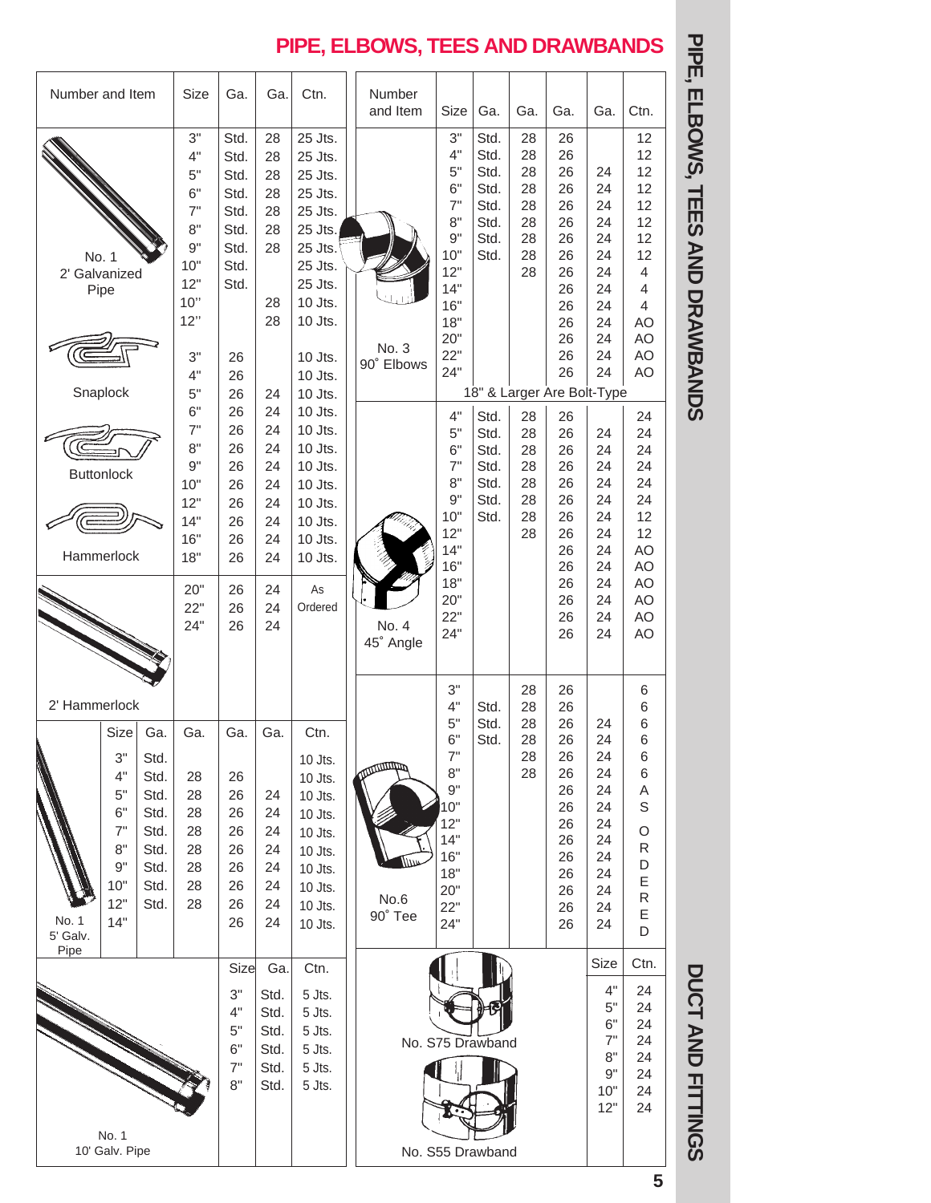# PIPE, ELBOWS, TEES AND DRAWBANDS

**No. 1 2' Galvanized Pipe**

| Size | Ga. | Ga. | Ctn. |
|---|---|---|---|
| 3" | Std. | 28 | 25 Jts. |
| 4" | Std. | 28 | 25 Jts. |
| 5" | Std. | 28 | 25 Jts. |
| 6" | Std. | 28 | 25 Jts. |
| 7" | Std. | 28 | 25 Jts. |
| 8" | Std. | 28 | 25 Jts. |
| 9" | Std. | 28 | 25 Jts. |
| 10" | Std. | | 25 Jts. |
| 12" | Std. | | 25 Jts. |
| 10" | | 28 | 10 Jts. |
| 12" | | 28 | 10 Jts. |

**Snaplock, Buttonlock, Hammerlock**

| Size | Ga. | Ga. | Ctn. |
|---|---|---|---|
| 3" | 26 | | 10 Jts. |
| 4" | 26 | | 10 Jts. |
| 5" | 26 | 24 | 10 Jts. |
| 6" | 26 | 24 | 10 Jts. |
| 7" | 26 | 24 | 10 Jts. |
| 8" | 26 | 24 | 10 Jts. |
| 9" | 26 | 24 | 10 Jts. |
| 10" | 26 | 24 | 10 Jts. |
| 12" | 26 | 24 | 10 Jts. |
| 14" | 26 | 24 | 10 Jts. |
| 16" | 26 | 24 | 10 Jts. |
| 18" | 26 | 24 | 10 Jts. |

**2' Hammerlock**

| Size | Ga. | Ga. | Ctn. |
|---|---|---|---|
| 20" | 26 | 24 | As Ordered |
| 22" | 26 | 24 | |
| 24" | 26 | 24 | |

**No. 1 5' Galv. Pipe**

| Size | Ga. | Ga. | Ga. | Ga. | Ctn. |
|---|---|---|---|---|---|
| 3" | Std. | | | | 10 Jts. |
| 4" | Std. | 28 | 26 | | 10 Jts. |
| 5" | Std. | 28 | 26 | 24 | 10 Jts. |
| 6" | Std. | 28 | 26 | 24 | 10 Jts. |
| 7" | Std. | 28 | 26 | 24 | 10 Jts. |
| 8" | Std. | 28 | 26 | 24 | 10 Jts. |
| 9" | Std. | 28 | 26 | 24 | 10 Jts. |
| 10" | Std. | 28 | 26 | 24 | 10 Jts. |
| 12" | Std. | 28 | 26 | 24 | 10 Jts. |
| 14" | | | 26 | 24 | 10 Jts. |

**No. 1 10' Galv. Pipe**

| Size | Ga. | Ctn. |
|---|---|---|
| 3" | Std. | 5 Jts. |
| 4" | Std. | 5 Jts. |
| 5" | Std. | 5 Jts. |
| 6" | Std. | 5 Jts. |
| 7" | Std. | 5 Jts. |
| 8" | Std. | 5 Jts. |

**No. 3 90˚ Elbows**

| Size | Ga. | Ga. | Ga. | Ga. | Ctn. |
|---|---|---|---|---|---|
| 3" | Std. | 28 | 26 | | 12 |
| 4" | Std. | 28 | 26 | | 12 |
| 5" | Std. | 28 | 26 | 24 | 12 |
| 6" | Std. | 28 | 26 | 24 | 12 |
| 7" | Std. | 28 | 26 | 24 | 12 |
| 8" | Std. | 28 | 26 | 24 | 12 |
| 9" | Std. | 28 | 26 | 24 | 12 |
| 10" | Std. | 28 | 26 | 24 | 12 |
| 12" | | 28 | 26 | 24 | 4 |
| 14" | | | 26 | 24 | 4 |
| 16" | | | 26 | 24 | 4 |
| 18" | | | 26 | 24 | AO |
| 20" | | | 26 | 24 | AO |
| 22" | | | 26 | 24 | AO |
| 24" | | | 26 | 24 | AO |

18" & Larger Are Bolt-Type

**No. 4 45˚ Angle**

| Size | Ga. | Ga. | Ga. | Ga. | Ctn. |
|---|---|---|---|---|---|
| 4" | Std. | 28 | 26 | | 24 |
| 5" | Std. | 28 | 26 | 24 | 24 |
| 6" | Std. | 28 | 26 | 24 | 24 |
| 7" | Std. | 28 | 26 | 24 | 24 |
| 8" | Std. | 28 | 26 | 24 | 24 |
| 9" | Std. | 28 | 26 | 24 | 24 |
| 10" | Std. | 28 | 26 | 24 | 12 |
| 12" | | 28 | 26 | 24 | 12 |
| 14" | | | 26 | 24 | AO |
| 16" | | | 26 | 24 | AO |
| 18" | | | 26 | 24 | AO |
| 20" | | | 26 | 24 | AO |
| 22" | | | 26 | 24 | AO |
| 24" | | | 26 | 24 | AO |

**No.6 90˚ Tee**

| Size | Ga. | Ga. | Ga. | Ga. | Ctn. |
|---|---|---|---|---|---|
| 3" | | 28 | 26 | | 6 |
| 4" | Std. | 28 | 26 | | 6 |
| 5" | Std. | 28 | 26 | 24 | 6 |
| 6" | Std. | 28 | 26 | 24 | 6 |
| 7" | | 28 | 26 | 24 | 6 |
| 8" | | 28 | 26 | 24 | 6 |
| 9" | | | 26 | 24 | AS ORDERED |
| 10" | | | 26 | 24 | |
| 12" | | | 26 | 24 | |
| 14" | | | 26 | 24 | |
| 16" | | | 26 | 24 | |
| 18" | | | 26 | 24 | |
| 20" | | | 26 | 24 | |
| 22" | | | 26 | 24 | |
| 24" | | | 26 | 24 | |

**No. S75 Drawband / No. S55 Drawband**

| Size | Ctn. |
|---|---|
| 4" | 24 |
| 5" | 24 |
| 6" | 24 |
| 7" | 24 |
| 8" | 24 |
| 9" | 24 |
| 10" | 24 |
| 12" | 24 |

PIPE, ELBOWS, TEES AND DRAWBANDS

DUCT AND FITTINGS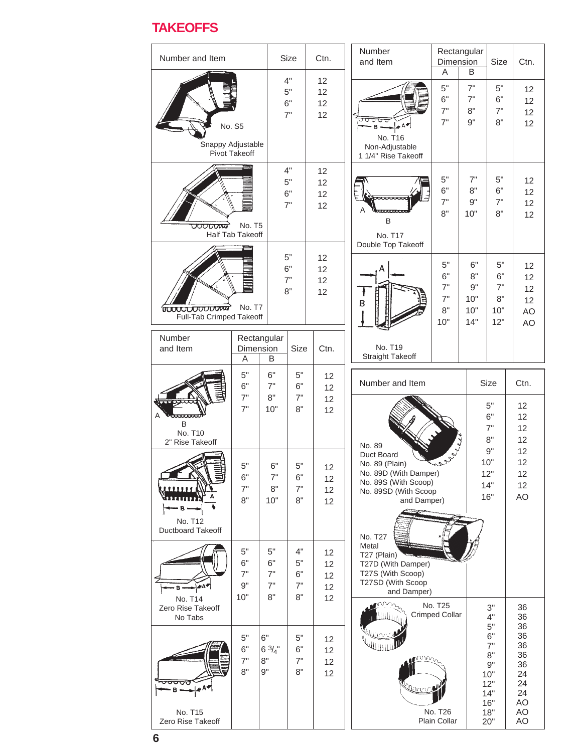# TAKEOFFS

| Number and Item | Size | Ctn. |
|---|---|---|
| No. S5 Snappy Adjustable Pivot Takeoff | 4" | 12 |
| | 5" | 12 |
| | 6" | 12 |
| | 7" | 12 |
| No. T5 Half Tab Takeoff | 4" | 12 |
| | 5" | 12 |
| | 6" | 12 |
| | 7" | 12 |
| No. T7 Full-Tab Crimped Takeoff | 5" | 12 |
| | 6" | 12 |
| | 7" | 12 |
| | 8" | 12 |

| Number and Item | Rectangular Dimension | | Size | Ctn. |
|---|---|---|---|---|
| | A | B | | |
| No. T10 2" Rise Takeoff | 5" | 6" | 5" | 12 |
| | 6" | 7" | 6" | 12 |
| | 7" | 8" | 7" | 12 |
| | 7" | 10" | 8" | 12 |
| No. T12 Ductboard Takeoff | 5" | 6" | 5" | 12 |
| | 6" | 7" | 6" | 12 |
| | 7" | 8" | 7" | 12 |
| | 8" | 10" | 8" | 12 |
| No. T14 Zero Rise Takeoff No Tabs | 5" | 5" | 4" | 12 |
| | 6" | 6" | 5" | 12 |
| | 7" | 7" | 6" | 12 |
| | 9" | 7" | 7" | 12 |
| | 10" | 8" | 8" | 12 |
| No. T15 Zero Rise Takeoff | 5" | 6" | 5" | 12 |
| | 6" | 6 3/4" | 6" | 12 |
| | 7" | 8" | 7" | 12 |
| | 8" | 9" | 8" | 12 |

| Number and Item | Rectangular Dimension | | Size | Ctn. |
|---|---|---|---|---|
| | A | B | | |
| No. T16 Non-Adjustable 1 1/4" Rise Takeoff | 5" | 7" | 5" | 12 |
| | 6" | 7" | 6" | 12 |
| | 7" | 8" | 7" | 12 |
| | 7" | 9" | 8" | 12 |
| No. T17 Double Top Takeoff | 5" | 7" | 5" | 12 |
| | 6" | 8" | 6" | 12 |
| | 7" | 9" | 7" | 12 |
| | 8" | 10" | 8" | 12 |
| No. T19 Straight Takeoff | 5" | 6" | 5" | 12 |
| | 6" | 8" | 6" | 12 |
| | 7" | 9" | 7" | 12 |
| | 7" | 10" | 8" | 12 |
| | 8" | 10" | 10" | AO |
| | 10" | 14" | 12" | AO |

| Number and Item | Size | Ctn. |
|---|---|---|
| No. 89 Duct Board: No. 89 (Plain), No. 89D (With Damper), No. 89S (With Scoop), No. 89SD (With Scoop and Damper); No. T27 Metal: T27 (Plain), T27D (With Damper), T27S (With Scoop), T27SD (With Scoop and Damper) | 5" | 12 |
| | 6" | 12 |
| | 7" | 12 |
| | 8" | 12 |
| | 9" | 12 |
| | 10" | 12 |
| | 12" | 12 |
| | 14" | 12 |
| | 16" | AO |
| No. T25 Crimped Collar; No. T26 Plain Collar | 3" | 36 |
| | 4" | 36 |
| | 5" | 36 |
| | 6" | 36 |
| | 7" | 36 |
| | 8" | 36 |
| | 9" | 36 |
| | 10" | 24 |
| | 12" | 24 |
| | 14" | 24 |
| | 16" | AO |
| | 18" | AO |
| | 20" | AO |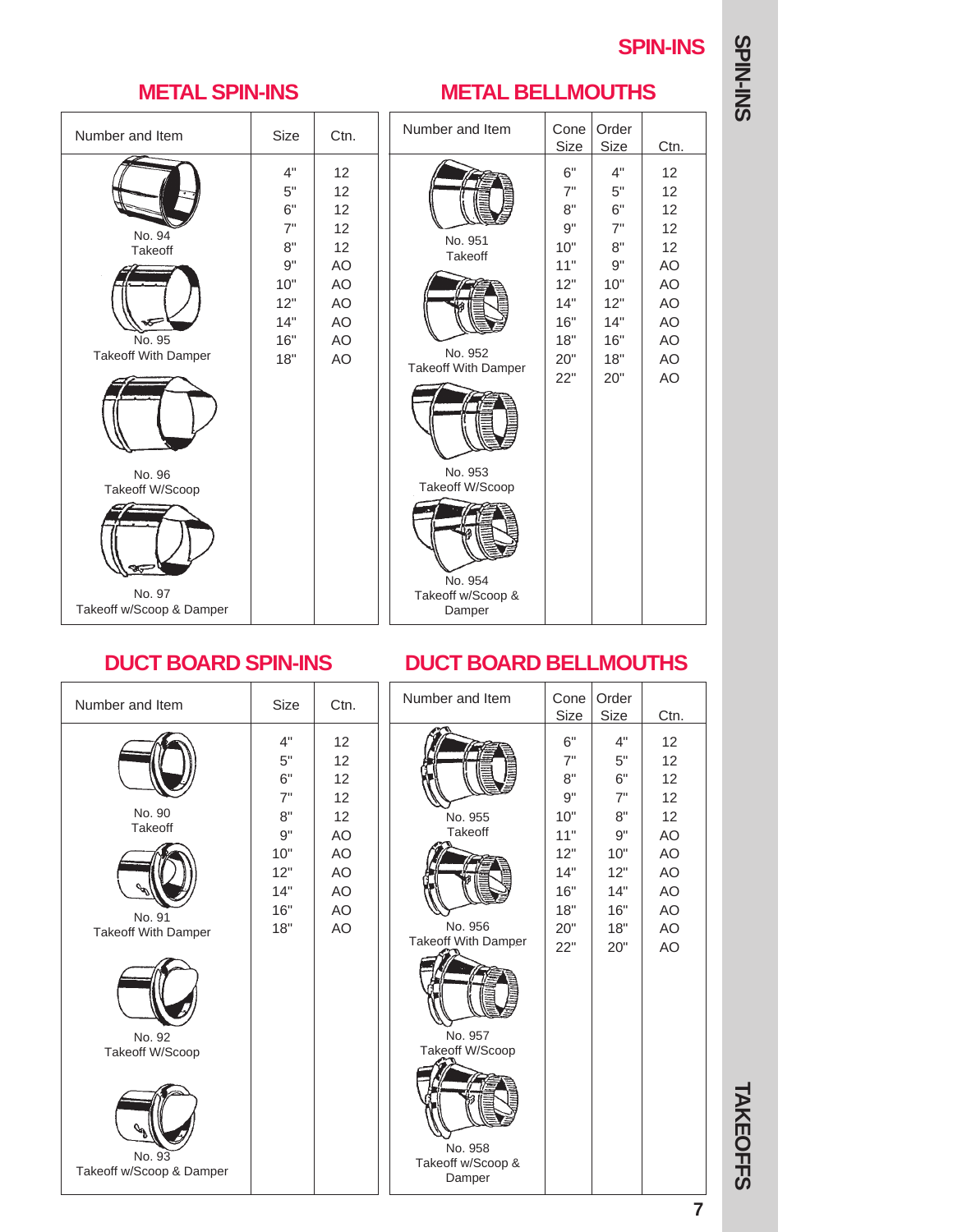# SPIN-INS

## METAL SPIN-INS

| Number and Item | Size | Ctn. |
|---|---|---|
| No. 94 Takeoff | 4" | 12 |
| No. 95 Takeoff With Damper | 5" | 12 |
| No. 96 Takeoff W/Scoop | 6" | 12 |
| No. 97 Takeoff w/Scoop & Damper | 7" | 12 |
| | 8" | 12 |
| | 9" | AO |
| | 10" | AO |
| | 12" | AO |
| | 14" | AO |
| | 16" | AO |
| | 18" | AO |

## METAL BELLMOUTHS

| Number and Item | Cone Size | Order Size | Ctn. |
|---|---|---|---|
| No. 951 Takeoff | 6" | 4" | 12 |
| No. 952 Takeoff With Damper | 7" | 5" | 12 |
| No. 953 Takeoff W/Scoop | 8" | 6" | 12 |
| No. 954 Takeoff w/Scoop & Damper | 9" | 7" | 12 |
| | 10" | 8" | 12 |
| | 11" | 9" | AO |
| | 12" | 10" | AO |
| | 14" | 12" | AO |
| | 16" | 14" | AO |
| | 18" | 16" | AO |
| | 20" | 18" | AO |
| | 22" | 20" | AO |

## DUCT BOARD SPIN-INS

| Number and Item | Size | Ctn. |
|---|---|---|
| No. 90 Takeoff | 4" | 12 |
| No. 91 Takeoff With Damper | 5" | 12 |
| No. 92 Takeoff W/Scoop | 6" | 12 |
| No. 93 Takeoff w/Scoop & Damper | 7" | 12 |
| | 8" | 12 |
| | 9" | AO |
| | 10" | AO |
| | 12" | AO |
| | 14" | AO |
| | 16" | AO |
| | 18" | AO |

## DUCT BOARD BELLMOUTHS

| Number and Item | Cone Size | Order Size | Ctn. |
|---|---|---|---|
| No. 955 Takeoff | 6" | 4" | 12 |
| No. 956 Takeoff With Damper | 7" | 5" | 12 |
| No. 957 Takeoff W/Scoop | 8" | 6" | 12 |
| No. 958 Takeoff w/Scoop & Damper | 9" | 7" | 12 |
| | 10" | 8" | 12 |
| | 11" | 9" | AO |
| | 12" | 10" | AO |
| | 14" | 12" | AO |
| | 16" | 14" | AO |
| | 18" | 16" | AO |
| | 20" | 18" | AO |
| | 22" | 20" | AO |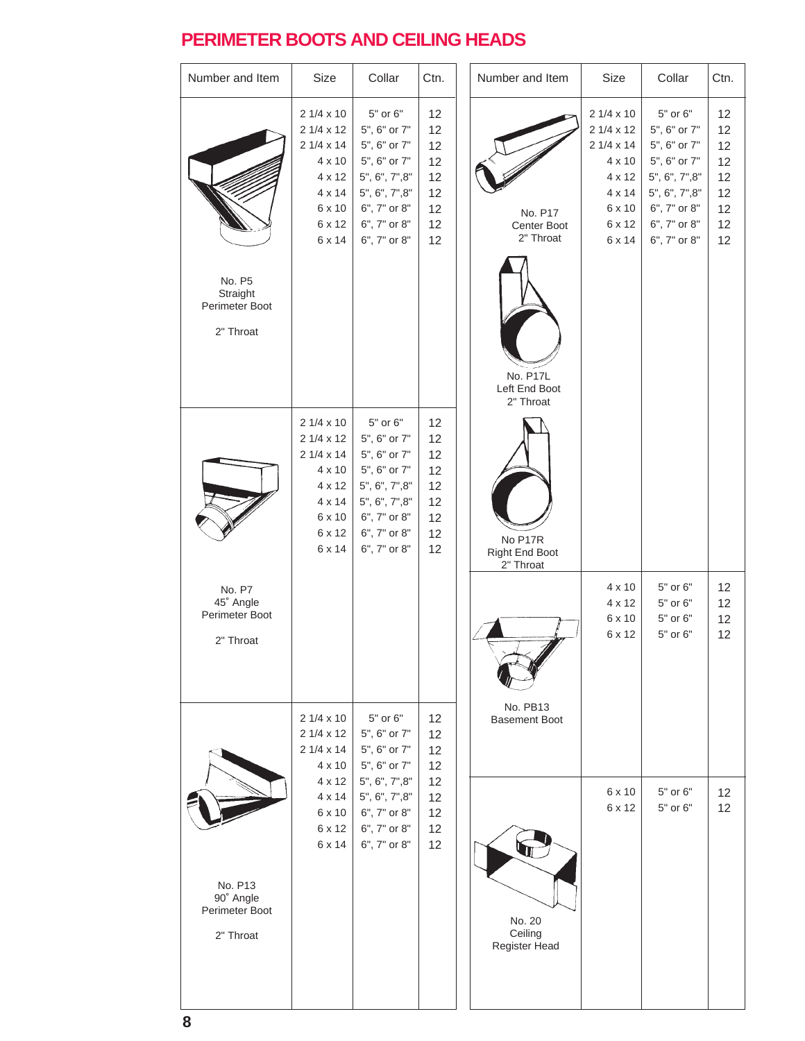## PERIMETER BOOTS AND CEILING HEADS

| Number and Item | Size | Collar | Ctn. |
|---|---|---|---|
| No. P5 Straight Perimeter Boot 2" Throat | 2 1/4 x 10 | 5" or 6" | 12 |
| | 2 1/4 x 12 | 5", 6" or 7" | 12 |
| | 2 1/4 x 14 | 5", 6" or 7" | 12 |
| | 4 x 10 | 5", 6" or 7" | 12 |
| | 4 x 12 | 5", 6", 7",8" | 12 |
| | 4 x 14 | 5", 6", 7",8" | 12 |
| | 6 x 10 | 6", 7" or 8" | 12 |
| | 6 x 12 | 6", 7" or 8" | 12 |
| | 6 x 14 | 6", 7" or 8" | 12 |
| No. P7 45˚ Angle Perimeter Boot 2" Throat | 2 1/4 x 10 | 5" or 6" | 12 |
| | 2 1/4 x 12 | 5", 6" or 7" | 12 |
| | 2 1/4 x 14 | 5", 6" or 7" | 12 |
| | 4 x 10 | 5", 6" or 7" | 12 |
| | 4 x 12 | 5", 6", 7",8" | 12 |
| | 4 x 14 | 5", 6", 7",8" | 12 |
| | 6 x 10 | 6", 7" or 8" | 12 |
| | 6 x 12 | 6", 7" or 8" | 12 |
| | 6 x 14 | 6", 7" or 8" | 12 |
| No. P13 90˚ Angle Perimeter Boot 2" Throat | 2 1/4 x 10 | 5" or 6" | 12 |
| | 2 1/4 x 12 | 5", 6" or 7" | 12 |
| | 2 1/4 x 14 | 5", 6" or 7" | 12 |
| | 4 x 10 | 5", 6" or 7" | 12 |
| | 4 x 12 | 5", 6", 7",8" | 12 |
| | 4 x 14 | 5", 6", 7",8" | 12 |
| | 6 x 10 | 6", 7" or 8" | 12 |
| | 6 x 12 | 6", 7" or 8" | 12 |
| | 6 x 14 | 6", 7" or 8" | 12 |

| Number and Item | Size | Collar | Ctn. |
|---|---|---|---|
| No. P17 Center Boot 2" Throat; No. P17L Left End Boot 2" Throat; No P17R Right End Boot 2" Throat | 2 1/4 x 10 | 5" or 6" | 12 |
| | 2 1/4 x 12 | 5", 6" or 7" | 12 |
| | 2 1/4 x 14 | 5", 6" or 7" | 12 |
| | 4 x 10 | 5", 6" or 7" | 12 |
| | 4 x 12 | 5", 6", 7",8" | 12 |
| | 4 x 14 | 5", 6", 7",8" | 12 |
| | 6 x 10 | 6", 7" or 8" | 12 |
| | 6 x 12 | 6", 7" or 8" | 12 |
| | 6 x 14 | 6", 7" or 8" | 12 |
| No. PB13 Basement Boot | 4 x 10 | 5" or 6" | 12 |
| | 4 x 12 | 5" or 6" | 12 |
| | 6 x 10 | 5" or 6" | 12 |
| | 6 x 12 | 5" or 6" | 12 |
| No. 20 Ceiling Register Head | 6 x 10 | 5" or 6" | 12 |
| | 6 x 12 | 5" or 6" | 12 |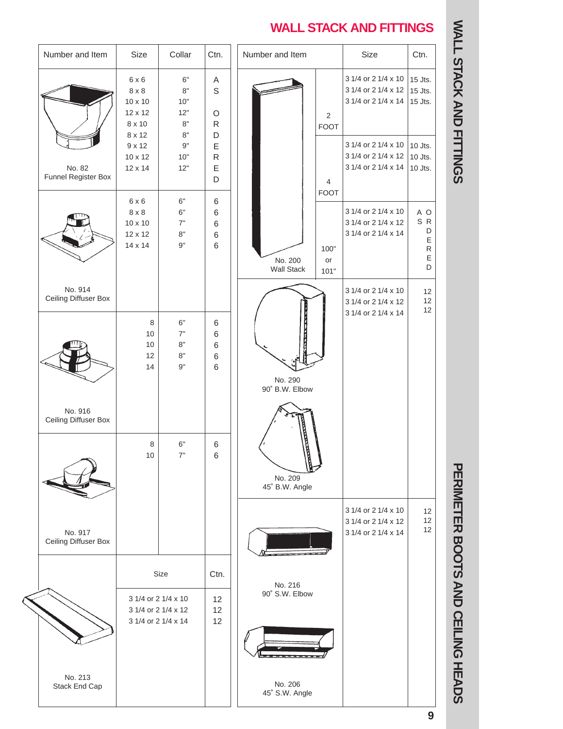# WALL STACK AND FITTINGS

| Number and Item | Size | Collar | Ctn. |
|---|---|---|---|
| No. 82 Funnel Register Box | 6 x 6<br>8 x 8<br>10 x 10<br>12 x 12<br>8 x 10<br>8 x 12<br>9 x 12<br>10 x 12<br>12 x 14 | 6"<br>8"<br>10"<br>12"<br>8"<br>8"<br>9"<br>10"<br>12" | AS ORDERED |
| No. 914 Ceiling Diffuser Box | 6 x 6<br>8 x 8<br>10 x 10<br>12 x 12<br>14 x 14 | 6"<br>6"<br>7"<br>8"<br>9" | 6<br>6<br>6<br>6<br>6 |
| No. 916 Ceiling Diffuser Box | 8<br>10<br>10<br>12<br>14 | 6"<br>7"<br>8"<br>8"<br>9" | 6<br>6<br>6<br>6<br>6 |
| No. 917 Ceiling Diffuser Box | 8<br>10 | 6"<br>7" | 6<br>6 |

| Number and Item | Size | Ctn. |
|---|---|---|
| No. 213 Stack End Cap | 3 1/4 or 2 1/4 x 10<br>3 1/4 or 2 1/4 x 12<br>3 1/4 or 2 1/4 x 14 | 12<br>12<br>12 |

| Number and Item | | Size | Ctn. |
|---|---|---|---|
| No. 200 Wall Stack | 2 FOOT | 3 1/4 or 2 1/4 x 10<br>3 1/4 or 2 1/4 x 12<br>3 1/4 or 2 1/4 x 14 | 15 Jts.<br>15 Jts.<br>15 Jts. |
| | 4 FOOT | 3 1/4 or 2 1/4 x 10<br>3 1/4 or 2 1/4 x 12<br>3 1/4 or 2 1/4 x 14 | 10 Jts.<br>10 Jts.<br>10 Jts. |
| | 100" or 101" | 3 1/4 or 2 1/4 x 10<br>3 1/4 or 2 1/4 x 12<br>3 1/4 or 2 1/4 x 14 | AS ORDERED |
| No. 290 90˚ B.W. Elbow<br>No. 209 45˚ B.W. Angle | | 3 1/4 or 2 1/4 x 10<br>3 1/4 or 2 1/4 x 12<br>3 1/4 or 2 1/4 x 14 | 12<br>12<br>12 |
| No. 216 90˚ S.W. Elbow<br>No. 206 45˚ S.W. Angle | | 3 1/4 or 2 1/4 x 10<br>3 1/4 or 2 1/4 x 12<br>3 1/4 or 2 1/4 x 14 | 12<br>12<br>12 |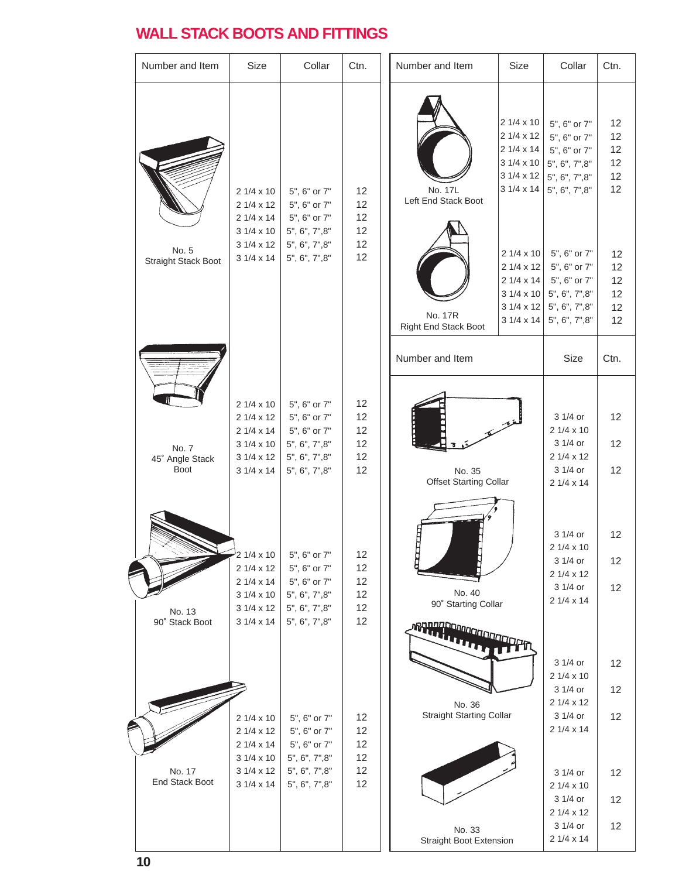## WALL STACK BOOTS AND FITTINGS

| Number and Item | Size | Collar | Ctn. |
|---|---|---|---|
| No. 5 Straight Stack Boot | 2 1/4 x 10 | 5", 6" or 7" | 12 |
| | 2 1/4 x 12 | 5", 6" or 7" | 12 |
| | 2 1/4 x 14 | 5", 6" or 7" | 12 |
| | 3 1/4 x 10 | 5", 6", 7",8" | 12 |
| | 3 1/4 x 12 | 5", 6", 7",8" | 12 |
| | 3 1/4 x 14 | 5", 6", 7",8" | 12 |
| No. 7 45˚ Angle Stack Boot | 2 1/4 x 10 | 5", 6" or 7" | 12 |
| | 2 1/4 x 12 | 5", 6" or 7" | 12 |
| | 2 1/4 x 14 | 5", 6" or 7" | 12 |
| | 3 1/4 x 10 | 5", 6", 7",8" | 12 |
| | 3 1/4 x 12 | 5", 6", 7",8" | 12 |
| | 3 1/4 x 14 | 5", 6", 7",8" | 12 |
| No. 13 90˚ Stack Boot | 2 1/4 x 10 | 5", 6" or 7" | 12 |
| | 2 1/4 x 12 | 5", 6" or 7" | 12 |
| | 2 1/4 x 14 | 5", 6" or 7" | 12 |
| | 3 1/4 x 10 | 5", 6", 7",8" | 12 |
| | 3 1/4 x 12 | 5", 6", 7",8" | 12 |
| | 3 1/4 x 14 | 5", 6", 7",8" | 12 |
| No. 17 End Stack Boot | 2 1/4 x 10 | 5", 6" or 7" | 12 |
| | 2 1/4 x 12 | 5", 6" or 7" | 12 |
| | 2 1/4 x 14 | 5", 6" or 7" | 12 |
| | 3 1/4 x 10 | 5", 6", 7",8" | 12 |
| | 3 1/4 x 12 | 5", 6", 7",8" | 12 |
| | 3 1/4 x 14 | 5", 6", 7",8" | 12 |

| Number and Item | Size | Collar | Ctn. |
|---|---|---|---|
| No. 17L Left End Stack Boot | 2 1/4 x 10 | 5", 6" or 7" | 12 |
| | 2 1/4 x 12 | 5", 6" or 7" | 12 |
| | 2 1/4 x 14 | 5", 6" or 7" | 12 |
| | 3 1/4 x 10 | 5", 6", 7",8" | 12 |
| | 3 1/4 x 12 | 5", 6", 7",8" | 12 |
| | 3 1/4 x 14 | 5", 6", 7",8" | 12 |
| No. 17R Right End Stack Boot | 2 1/4 x 10 | 5", 6" or 7" | 12 |
| | 2 1/4 x 12 | 5", 6" or 7" | 12 |
| | 2 1/4 x 14 | 5", 6" or 7" | 12 |
| | 3 1/4 x 10 | 5", 6", 7",8" | 12 |
| | 3 1/4 x 12 | 5", 6", 7",8" | 12 |
| | 3 1/4 x 14 | 5", 6", 7",8" | 12 |

| Number and Item | Size | Ctn. |
|---|---|---|
| No. 35 Offset Starting Collar | 3 1/4 or 2 1/4 x 10 | 12 |
| | 3 1/4 or 2 1/4 x 12 | 12 |
| | 3 1/4 or 2 1/4 x 14 | 12 |
| No. 40 90˚ Starting Collar | 3 1/4 or 2 1/4 x 10 | 12 |
| | 3 1/4 or 2 1/4 x 12 | 12 |
| | 3 1/4 or 2 1/4 x 14 | 12 |
| No. 36 Straight Starting Collar | 3 1/4 or 2 1/4 x 10 | 12 |
| | 3 1/4 or 2 1/4 x 12 | 12 |
| | 3 1/4 or 2 1/4 x 14 | 12 |
| No. 33 Straight Boot Extension | 3 1/4 or 2 1/4 x 10 | 12 |
| | 3 1/4 or 2 1/4 x 12 | 12 |
| | 3 1/4 or 2 1/4 x 14 | 12 |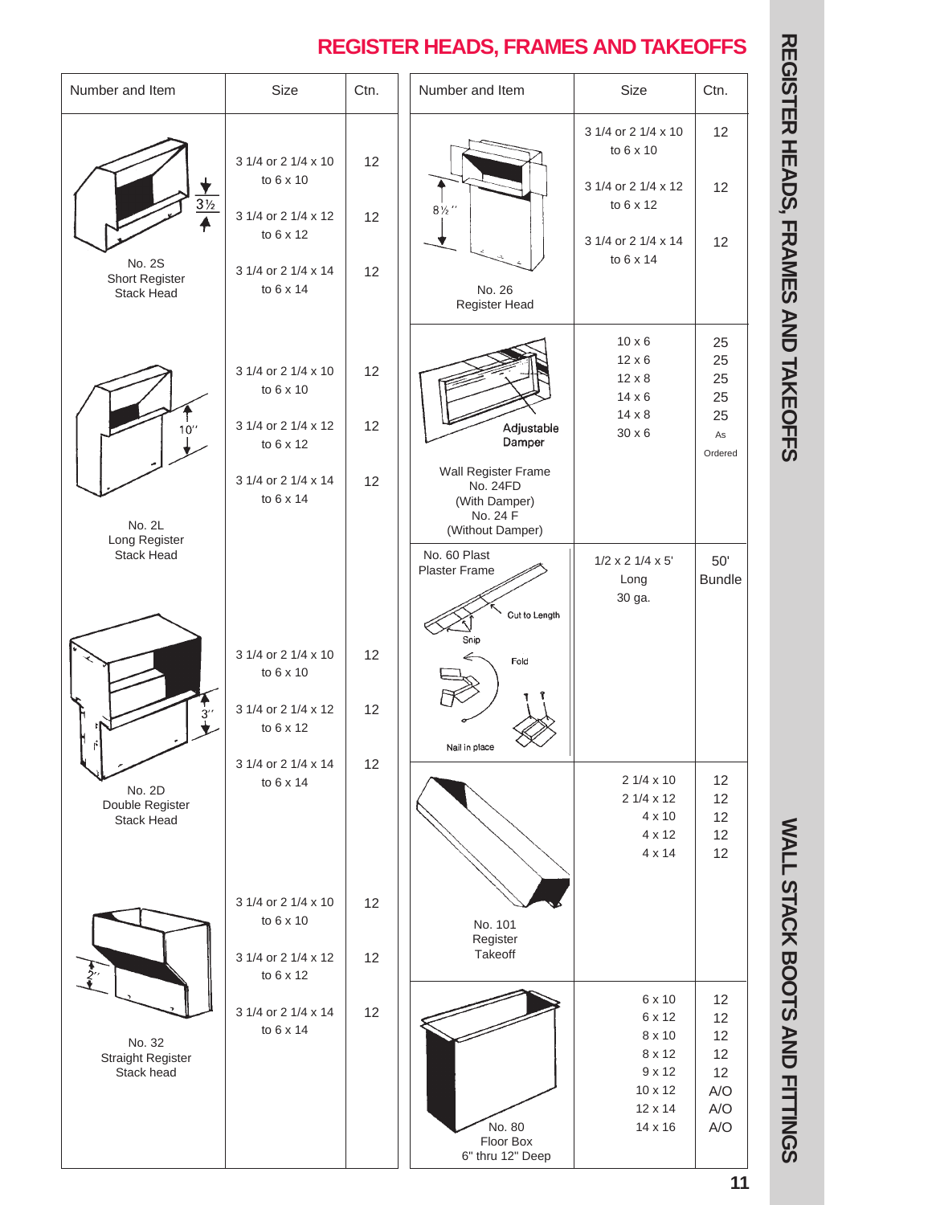# REGISTER HEADS, FRAMES AND TAKEOFFS

| Number and Item | Size | Ctn. |
|---|---|---|
| No. 2S Short Register Stack Head | 3 1/4 or 2 1/4 x 10 to 6 x 10 | 12 |
| | 3 1/4 or 2 1/4 x 12 to 6 x 12 | 12 |
| | 3 1/4 or 2 1/4 x 14 to 6 x 14 | 12 |
| No. 2L Long Register Stack Head | 3 1/4 or 2 1/4 x 10 to 6 x 10 | 12 |
| | 3 1/4 or 2 1/4 x 12 to 6 x 12 | 12 |
| | 3 1/4 or 2 1/4 x 14 to 6 x 14 | 12 |
| No. 2D Double Register Stack Head | 3 1/4 or 2 1/4 x 10 to 6 x 10 | 12 |
| | 3 1/4 or 2 1/4 x 12 to 6 x 12 | 12 |
| | 3 1/4 or 2 1/4 x 14 to 6 x 14 | 12 |
| No. 32 Straight Register Stack head | 3 1/4 or 2 1/4 x 10 to 6 x 10 | 12 |
| | 3 1/4 or 2 1/4 x 12 to 6 x 12 | 12 |
| | 3 1/4 or 2 1/4 x 14 to 6 x 14 | 12 |

| Number and Item | Size | Ctn. |
|---|---|---|
| No. 26 Register Head | 3 1/4 or 2 1/4 x 10 to 6 x 10 | 12 |
| | 3 1/4 or 2 1/4 x 12 to 6 x 12 | 12 |
| | 3 1/4 or 2 1/4 x 14 to 6 x 14 | 12 |
| Wall Register Frame No. 24FD (With Damper) No. 24 F (Without Damper) | 10 x 6 | 25 |
| | 12 x 6 | 25 |
| | 12 x 8 | 25 |
| | 14 x 6 | 25 |
| | 14 x 8 | 25 |
| | 30 x 6 | As Ordered |
| No. 60 Plast Plaster Frame | 1/2 x 2 1/4 x 5' Long 30 ga. | 50' Bundle |
| No. 101 Register Takeoff | 2 1/4 x 10 | 12 |
| | 2 1/4 x 12 | 12 |
| | 4 x 10 | 12 |
| | 4 x 12 | 12 |
| | 4 x 14 | 12 |
| No. 80 Floor Box 6" thru 12" Deep | 6 x 10 | 12 |
| | 6 x 12 | 12 |
| | 8 x 10 | 12 |
| | 8 x 12 | 12 |
| | 9 x 12 | 12 |
| | 10 x 12 | A/O |
| | 12 x 14 | A/O |
| | 14 x 16 | A/O |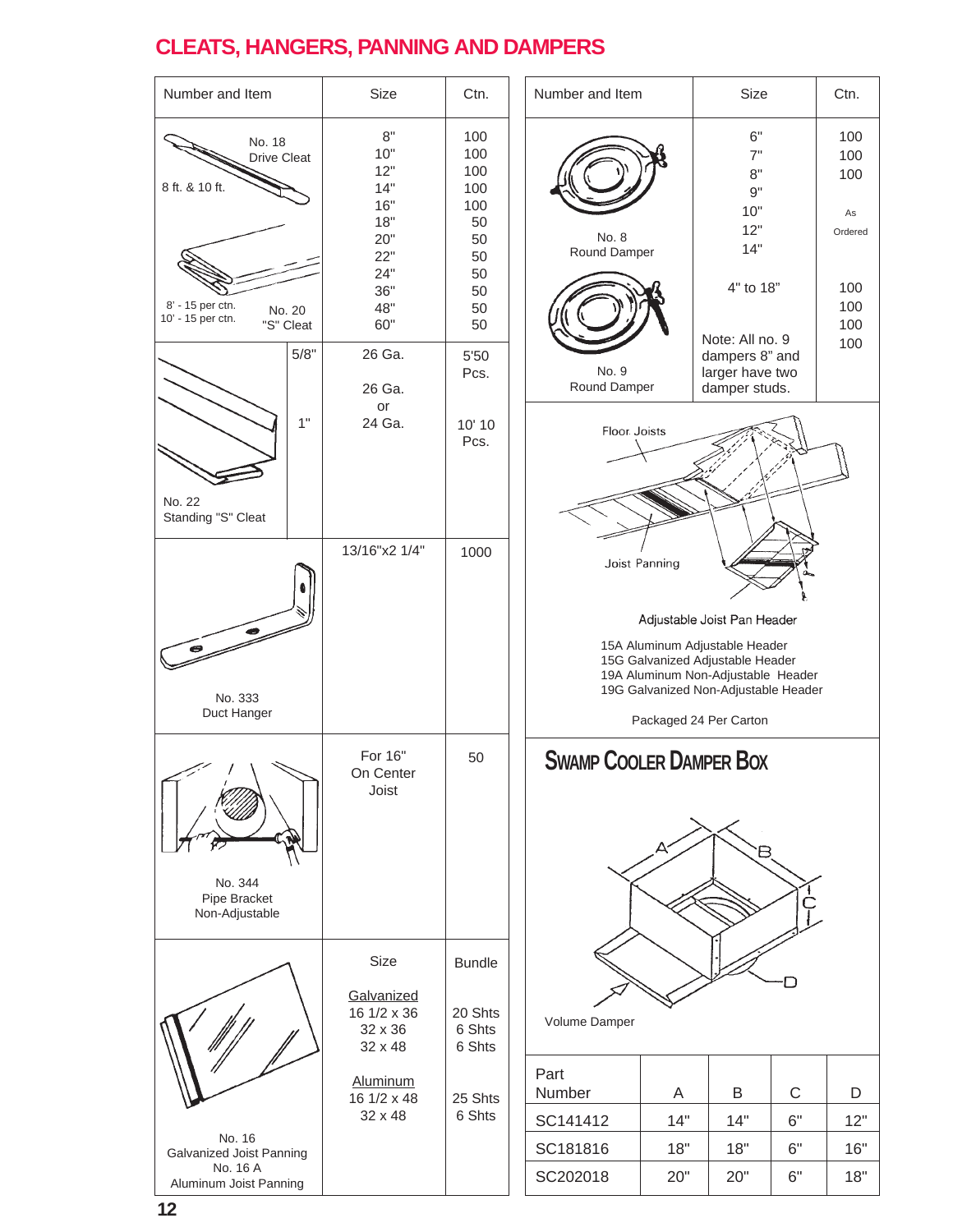## CLEATS, HANGERS, PANNING AND DAMPERS

| Number and Item | Size | Ctn. |
|---|---|---|
| No. 18 Drive Cleat, 8 ft. & 10 ft. / No. 20 "S" Cleat, 8' - 15 per ctn., 10' - 15 per ctn. | 8" | 100 |
| | 10" | 100 |
| | 12" | 100 |
| | 14" | 100 |
| | 16" | 100 |
| | 18" | 50 |
| | 20" | 50 |
| | 22" | 50 |
| | 24" | 50 |
| | 36" | 50 |
| | 48" | 50 |
| | 60" | 50 |
| No. 22 Standing "S" Cleat, 5/8" | 26 Ga. | 5'50 Pcs. |
| No. 22 Standing "S" Cleat, 1" | 26 Ga. or 24 Ga. | 10' 10 Pcs. |
| No. 333 Duct Hanger | 13/16"x2 1/4" | 1000 |
| No. 344 Pipe Bracket Non-Adjustable | For 16" On Center Joist | 50 |

| No. 16 Galvanized Joist Panning / No. 16 A Aluminum Joist Panning | Size | Bundle |
|---|---|---|
| Galvanized | 16 1/2 x 36 | 20 Shts |
| | 32 x 36 | 6 Shts |
| | 32 x 48 | 6 Shts |
| Aluminum | 16 1/2 x 48 | 25 Shts |
| | 32 x 48 | 6 Shts |

| Number and Item | Size | Ctn. |
|---|---|---|
| No. 8 Round Damper | 6" | 100 |
| | 7" | 100 |
| | 8" | 100 |
| | 9" | As Ordered |
| | 10" | |
| | 12" | |
| | 14" | |
| No. 9 Round Damper | 4" to 18" | 100 |
| | | 100 |
| | | 100 |
| | Note: All no. 9 dampers 8" and larger have two damper studs. | 100 |

Floor Joists

Joist Panning

Adjustable Joist Pan Header

15A Aluminum Adjustable Header
15G Galvanized Adjustable Header
19A Aluminum Non-Adjustable Header
19G Galvanized Non-Adjustable Header

Packaged 24 Per Carton

## SWAMP COOLER DAMPER BOX

Volume Damper

| Part Number | A | B | C | D |
|---|---|---|---|---|
| SC141412 | 14" | 14" | 6" | 12" |
| SC181816 | 18" | 18" | 6" | 16" |
| SC202018 | 20" | 20" | 6" | 18" |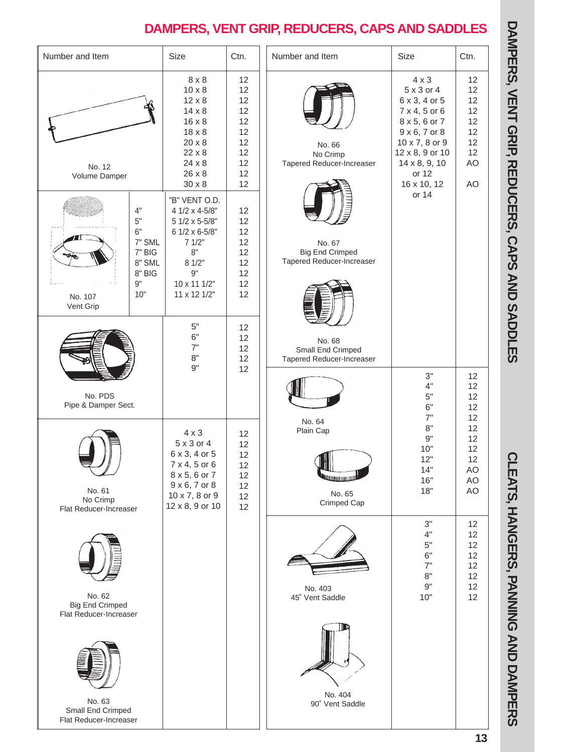# DAMPERS, VENT GRIP, REDUCERS, CAPS AND SADDLES

| Number and Item | Size | Ctn. |
|---|---|---|
| No. 12 Volume Damper | 8 x 8 | 12 |
| | 10 x 8 | 12 |
| | 12 x 8 | 12 |
| | 14 x 8 | 12 |
| | 16 x 8 | 12 |
| | 18 x 8 | 12 |
| | 20 x 8 | 12 |
| | 22 x 8 | 12 |
| | 24 x 8 | 12 |
| | 26 x 8 | 12 |
| | 30 x 8 | 12 |
| No. 107 Vent Grip | "B" VENT O.D. | |
| 4" | 4 1/2 x 4-5/8" | 12 |
| 5" | 5 1/2 x 5-5/8" | 12 |
| 6" | 6 1/2 x 6-5/8" | 12 |
| 7" SML | 7 1/2" | 12 |
| 7" BIG | 8" | 12 |
| 8" SML | 8 1/2" | 12 |
| 8" BIG | 9" | 12 |
| 9" | 10 x 11 1/2" | 12 |
| 10" | 11 x 12 1/2" | 12 |
| No. PDS Pipe & Damper Sect. | 5" | 12 |
| | 6" | 12 |
| | 7" | 12 |
| | 8" | 12 |
| | 9" | 12 |
| No. 61 No Crimp Flat Reducer-Increaser; No. 62 Big End Crimped Flat Reducer-Increaser; No. 63 Small End Crimped Flat Reducer-Increaser | 4 x 3 | 12 |
| | 5 x 3 or 4 | 12 |
| | 6 x 3, 4 or 5 | 12 |
| | 7 x 4, 5 or 6 | 12 |
| | 8 x 5, 6 or 7 | 12 |
| | 9 x 6, 7 or 8 | 12 |
| | 10 x 7, 8 or 9 | 12 |
| | 12 x 8, 9 or 10 | 12 |

| Number and Item | Size | Ctn. |
|---|---|---|
| No. 66 No Crimp Tapered Reducer-Increaser; No. 67 Big End Crimped Tapered Reducer-Increaser; No. 68 Small End Crimped Tapered Reducer-Increaser | 4 x 3 | 12 |
| | 5 x 3 or 4 | 12 |
| | 6 x 3, 4 or 5 | 12 |
| | 7 x 4, 5 or 6 | 12 |
| | 8 x 5, 6 or 7 | 12 |
| | 9 x 6, 7 or 8 | 12 |
| | 10 x 7, 8 or 9 | 12 |
| | 12 x 8, 9 or 10 | 12 |
| | 14 x 8, 9, 10 or 12 | AO |
| | 16 x 10, 12 or 14 | AO |
| No. 64 Plain Cap; No. 65 Crimped Cap | 3" | 12 |
| | 4" | 12 |
| | 5" | 12 |
| | 6" | 12 |
| | 7" | 12 |
| | 8" | 12 |
| | 9" | 12 |
| | 10" | 12 |
| | 12" | 12 |
| | 14" | AO |
| | 16" | AO |
| | 18" | AO |
| No. 403 45˚ Vent Saddle; No. 404 90˚ Vent Saddle | 3" | 12 |
| | 4" | 12 |
| | 5" | 12 |
| | 6" | 12 |
| | 7" | 12 |
| | 8" | 12 |
| | 9" | 12 |
| | 10" | 12 |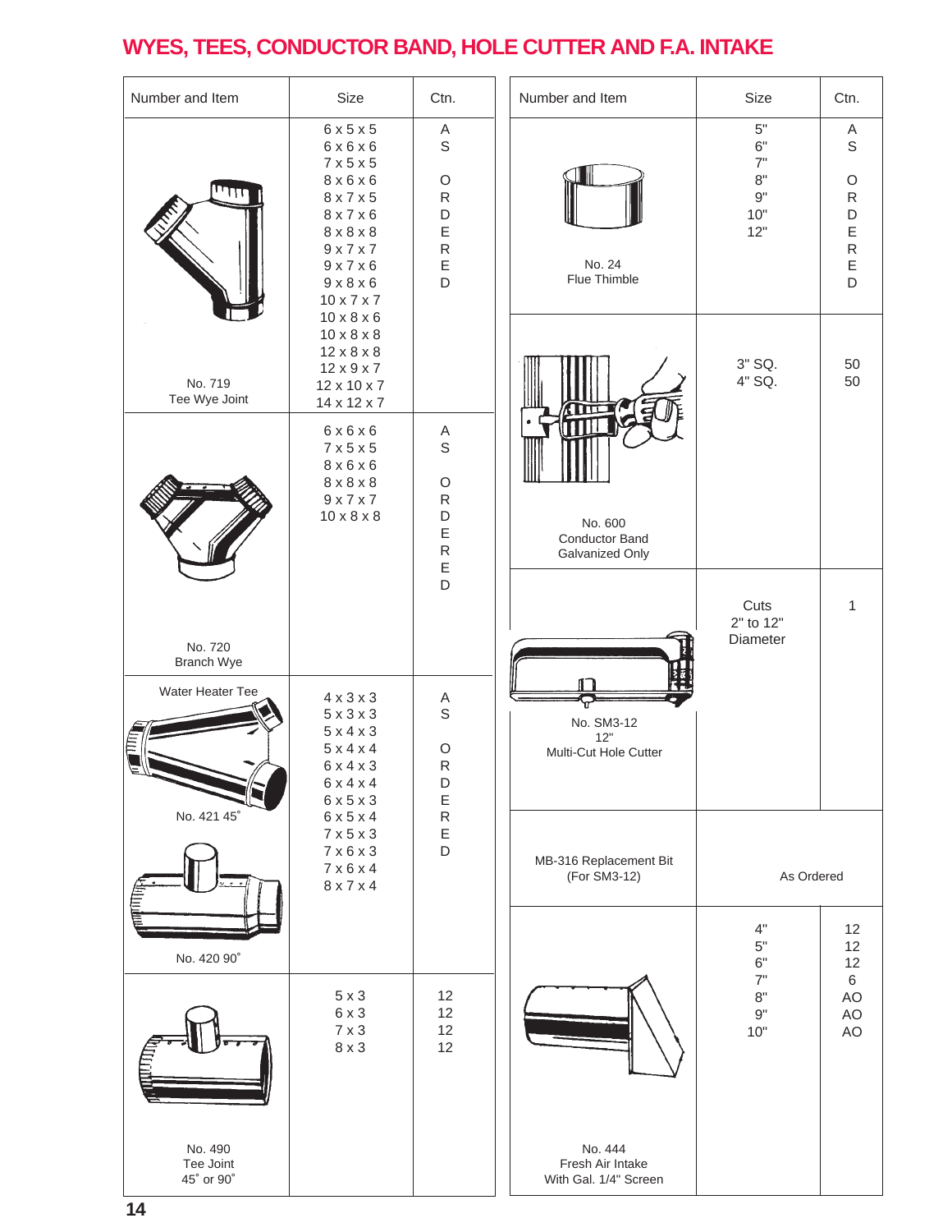# WYES, TEES, CONDUCTOR BAND, HOLE CUTTER AND F.A. INTAKE

| Number and Item | Size | Ctn. |
|---|---|---|
| No. 719 Tee Wye Joint | 6 x 5 x 5, 6 x 6 x 6, 7 x 5 x 5, 8 x 6 x 6, 8 x 7 x 5, 8 x 7 x 6, 8 x 8 x 8, 9 x 7 x 7, 9 x 7 x 6, 9 x 8 x 6, 10 x 7 x 7, 10 x 8 x 6, 10 x 8 x 8, 12 x 8 x 8, 12 x 9 x 7, 12 x 10 x 7, 14 x 12 x 7 | AS ORDERED |
| No. 720 Branch Wye | 6 x 6 x 6, 7 x 5 x 5, 8 x 6 x 6, 8 x 8 x 8, 9 x 7 x 7, 10 x 8 x 8 | AS ORDERED |
| Water Heater Tee: No. 421 45˚, No. 420 90˚ | 4 x 3 x 3, 5 x 3 x 3, 5 x 4 x 3, 5 x 4 x 4, 6 x 4 x 3, 6 x 4 x 4, 6 x 5 x 3, 6 x 5 x 4, 7 x 5 x 3, 7 x 6 x 3, 7 x 6 x 4, 8 x 7 x 4 | AS ORDERED |
| No. 490 Tee Joint 45˚ or 90˚ | 5 x 3 | 12 |
| | 6 x 3 | 12 |
| | 7 x 3 | 12 |
| | 8 x 3 | 12 |

| Number and Item | Size | Ctn. |
|---|---|---|
| No. 24 Flue Thimble | 5", 6", 7", 8", 9", 10", 12" | AS ORDERED |
| No. 600 Conductor Band Galvanized Only | 3" SQ. | 50 |
| | 4" SQ. | 50 |
| No. SM3-12 12" Multi-Cut Hole Cutter | Cuts 2" to 12" Diameter | 1 |
| MB-316 Replacement Bit (For SM3-12) | As Ordered | |
| No. 444 Fresh Air Intake With Gal. 1/4" Screen | 4" | 12 |
| | 5" | 12 |
| | 6" | 12 |
| | 7" | 6 |
| | 8" | AO |
| | 9" | AO |
| | 10" | AO |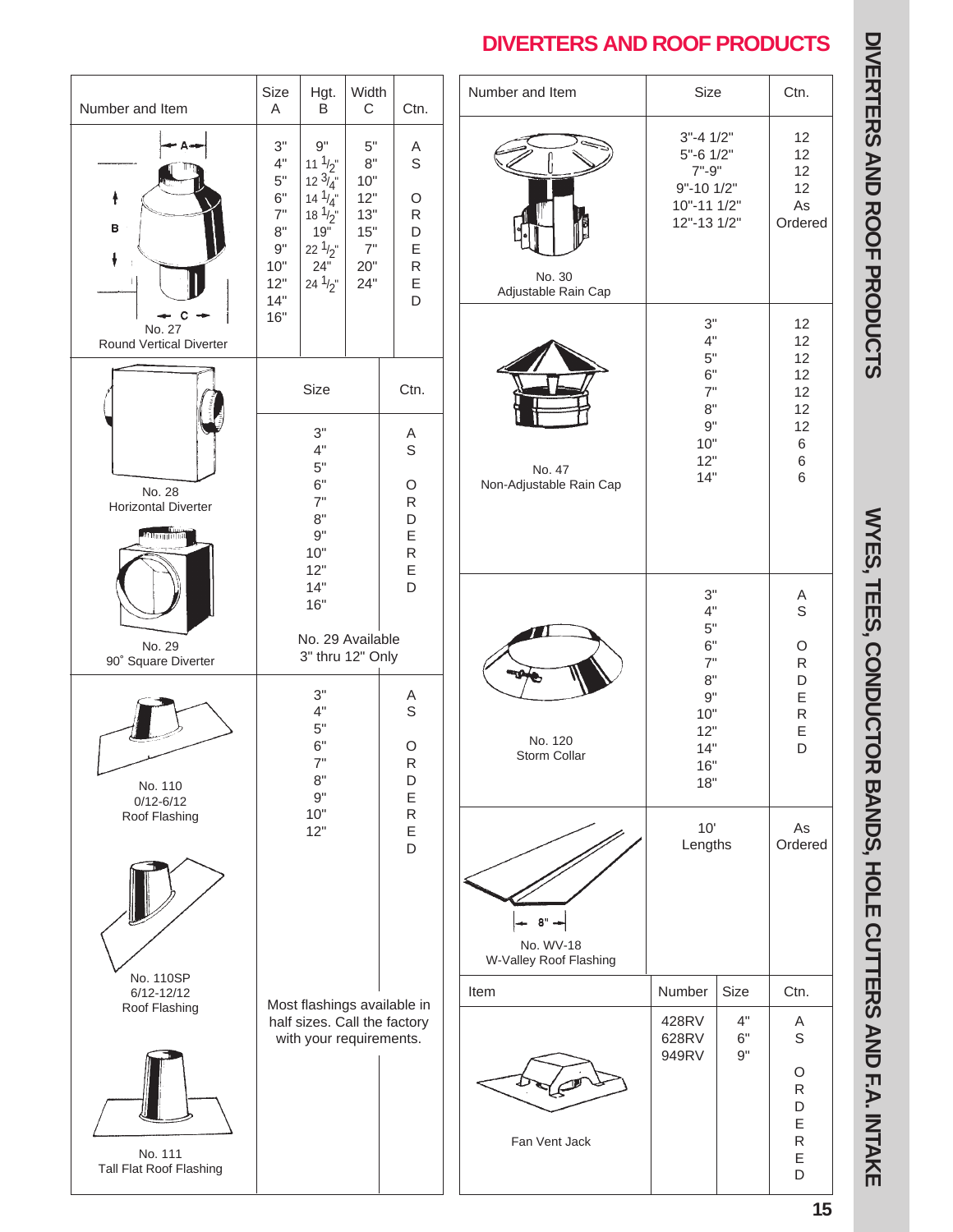# DIVERTERS AND ROOF PRODUCTS

| Number and Item | Size A | Hgt. B | Width C | Ctn. |
|---|---|---|---|---|
| No. 27 Round Vertical Diverter | 3" | 9" | 5" | AS ORDERED |
| | 4" | 11 1/2" | 8" | |
| | 5" | 12 3/4" | 10" | |
| | 6" | 14 1/4" | 12" | |
| | 7" | 18 1/2" | 13" | |
| | 8" | 19" | 15" | |
| | 9" | 22 1/2" | 7" | |
| | 10" | 24" | 20" | |
| | 12" | 24 1/2" | 24" | |
| | 14" | | | |
| | 16" | | | |

| Number and Item | Size | Ctn. |
|---|---|---|
| No. 28 Horizontal Diverter; No. 29 90˚ Square Diverter | 3", 4", 5", 6", 7", 8", 9", 10", 12", 14", 16" | AS ORDERED |
| | No. 29 Available 3" thru 12" Only | |
| No. 110 0/12-6/12 Roof Flashing; No. 110SP 6/12-12/12 Roof Flashing; No. 111 Tall Flat Roof Flashing | 3", 4", 5", 6", 7", 8", 9", 10", 12" | AS ORDERED |
| | Most flashings available in half sizes. Call the factory with your requirements. | |

| Number and Item | Size | Ctn. |
|---|---|---|
| No. 30 Adjustable Rain Cap | 3"-4 1/2" | 12 |
| | 5"-6 1/2" | 12 |
| | 7"-9" | 12 |
| | 9"-10 1/2" | 12 |
| | 10"-11 1/2" | As Ordered |
| | 12"-13 1/2" | |
| No. 47 Non-Adjustable Rain Cap | 3" | 12 |
| | 4" | 12 |
| | 5" | 12 |
| | 6" | 12 |
| | 7" | 12 |
| | 8" | 12 |
| | 9" | 12 |
| | 10" | 6 |
| | 12" | 6 |
| | 14" | 6 |
| No. 120 Storm Collar | 3", 4", 5", 6", 7", 8", 9", 10", 12", 14", 16", 18" | AS ORDERED |
| No. WV-18 W-Valley Roof Flashing (8") | 10' Lengths | As Ordered |

| Item | Number | Size | Ctn. |
|---|---|---|---|
| Fan Vent Jack | 428RV | 4" | AS ORDERED |
| | 628RV | 6" | |
| | 949RV | 9" | |

DIVERTERS AND ROOF PRODUCTS

WYES, TEES, CONDUCTOR BANDS, HOLE CUTTERS AND F.A. INTAKE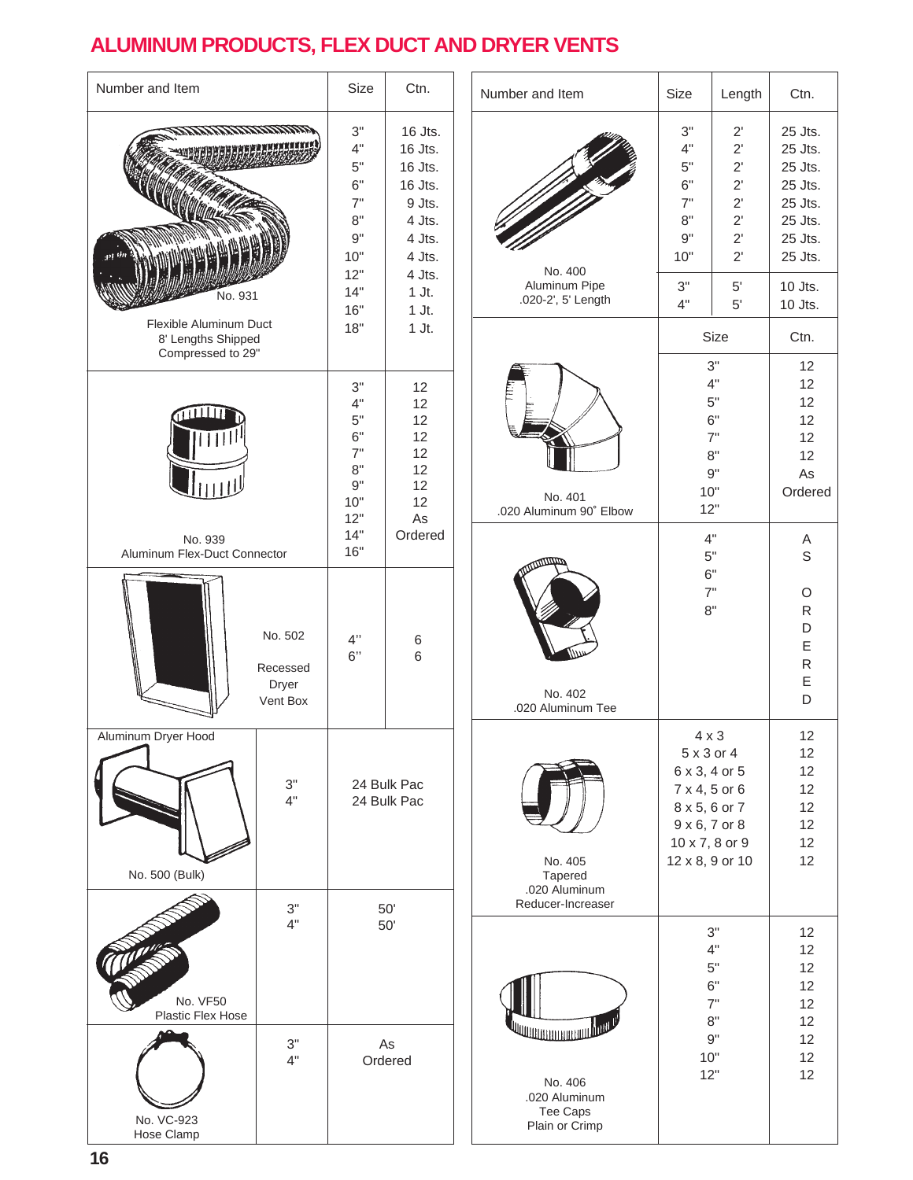# ALUMINUM PRODUCTS, FLEX DUCT AND DRYER VENTS

| Number and Item | Size | Ctn. |
|---|---|---|
| No. 931 Flexible Aluminum Duct 8' Lengths Shipped Compressed to 29" | 3" | 16 Jts. |
| | 4" | 16 Jts. |
| | 5" | 16 Jts. |
| | 6" | 16 Jts. |
| | 7" | 9 Jts. |
| | 8" | 4 Jts. |
| | 9" | 4 Jts. |
| | 10" | 4 Jts. |
| | 12" | 4 Jts. |
| | 14" | 1 Jt. |
| | 16" | 1 Jt. |
| | 18" | 1 Jt. |
| No. 939 Aluminum Flex-Duct Connector | 3" | 12 |
| | 4" | 12 |
| | 5" | 12 |
| | 6" | 12 |
| | 7" | 12 |
| | 8" | 12 |
| | 9" | 12 |
| | 10" | 12 |
| | 12" | As Ordered |
| | 14" | |
| | 16" | |
| No. 502 Recessed Dryer Vent Box | 4" | 6 |
| | 6" | 6 |
| Aluminum Dryer Hood No. 500 (Bulk) | 3" | 24 Bulk Pac |
| | 4" | 24 Bulk Pac |
| No. VF50 Plastic Flex Hose | 3" | 50' |
| | 4" | 50' |
| No. VC-923 Hose Clamp | 3" | As Ordered |
| | 4" | |

| Number and Item | Size | Length | Ctn. |
|---|---|---|---|
| No. 400 Aluminum Pipe .020-2', 5' Length | 3" | 2' | 25 Jts. |
| | 4" | 2' | 25 Jts. |
| | 5" | 2' | 25 Jts. |
| | 6" | 2' | 25 Jts. |
| | 7" | 2' | 25 Jts. |
| | 8" | 2' | 25 Jts. |
| | 9" | 2' | 25 Jts. |
| | 10" | 2' | 25 Jts. |
| | 3" | 5' | 10 Jts. |
| | 4" | 5' | 10 Jts. |

| Number and Item | Size | Ctn. |
|---|---|---|
| No. 401 .020 Aluminum 90˚ Elbow | 3" | 12 |
| | 4" | 12 |
| | 5" | 12 |
| | 6" | 12 |
| | 7" | 12 |
| | 8" | 12 |
| | 9" | As Ordered |
| | 10" | |
| | 12" | |
| No. 402 .020 Aluminum Tee | 4" | AS ORDERED |
| | 5" | |
| | 6" | |
| | 7" | |
| | 8" | |
| No. 405 Tapered .020 Aluminum Reducer-Increaser | 4 x 3 | 12 |
| | 5 x 3 or 4 | 12 |
| | 6 x 3, 4 or 5 | 12 |
| | 7 x 4, 5 or 6 | 12 |
| | 8 x 5, 6 or 7 | 12 |
| | 9 x 6, 7 or 8 | 12 |
| | 10 x 7, 8 or 9 | 12 |
| | 12 x 8, 9 or 10 | 12 |
| No. 406 .020 Aluminum Tee Caps Plain or Crimp | 3" | 12 |
| | 4" | 12 |
| | 5" | 12 |
| | 6" | 12 |
| | 7" | 12 |
| | 8" | 12 |
| | 9" | 12 |
| | 10" | 12 |
| | 12" | 12 |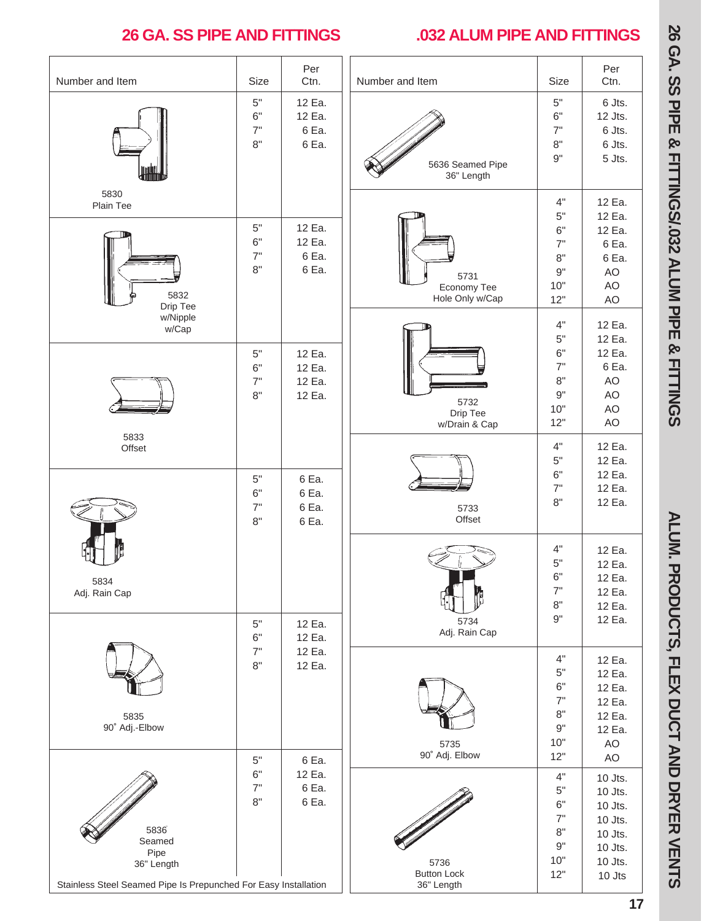## 26 GA. SS PIPE AND FITTINGS

| Number and Item | Size | Per Ctn. |
|---|---|---|
| 5830 Plain Tee | 5"<br>6"<br>7"<br>8" | 12 Ea.<br>12 Ea.<br>6 Ea.<br>6 Ea. |
| 5832 Drip Tee w/Nipple w/Cap | 5"<br>6"<br>7"<br>8" | 12 Ea.<br>12 Ea.<br>6 Ea.<br>6 Ea. |
| 5833 Offset | 5"<br>6"<br>7"<br>8" | 12 Ea.<br>12 Ea.<br>12 Ea.<br>12 Ea. |
| 5834 Adj. Rain Cap | 5"<br>6"<br>7"<br>8" | 6 Ea.<br>6 Ea.<br>6 Ea.<br>6 Ea. |
| 5835 90˚ Adj.-Elbow | 5"<br>6"<br>7"<br>8" | 12 Ea.<br>12 Ea.<br>12 Ea.<br>12 Ea. |
| 5836 Seamed Pipe 36" Length | 5"<br>6"<br>7"<br>8" | 6 Ea.<br>12 Ea.<br>6 Ea.<br>6 Ea. |

Stainless Steel Seamed Pipe Is Prepunched For Easy Installation

## .032 ALUM PIPE AND FITTINGS

| Number and Item | Size | Per Ctn. |
|---|---|---|
| 5636 Seamed Pipe 36" Length | 5"<br>6"<br>7"<br>8"<br>9" | 6 Jts.<br>12 Jts.<br>6 Jts.<br>6 Jts.<br>5 Jts. |
| 5731 Economy Tee Hole Only w/Cap | 4"<br>5"<br>6"<br>7"<br>8"<br>9"<br>10"<br>12" | 12 Ea.<br>12 Ea.<br>12 Ea.<br>6 Ea.<br>6 Ea.<br>AO<br>AO<br>AO |
| 5732 Drip Tee w/Drain & Cap | 4"<br>5"<br>6"<br>7"<br>8"<br>9"<br>10"<br>12" | 12 Ea.<br>12 Ea.<br>12 Ea.<br>6 Ea.<br>AO<br>AO<br>AO<br>AO |
| 5733 Offset | 4"<br>5"<br>6"<br>7"<br>8" | 12 Ea.<br>12 Ea.<br>12 Ea.<br>12 Ea.<br>12 Ea. |
| 5734 Adj. Rain Cap | 4"<br>5"<br>6"<br>7"<br>8"<br>9" | 12 Ea.<br>12 Ea.<br>12 Ea.<br>12 Ea.<br>12 Ea.<br>12 Ea. |
| 5735 90˚ Adj. Elbow | 4"<br>5"<br>6"<br>7"<br>8"<br>9"<br>10"<br>12" | 12 Ea.<br>12 Ea.<br>12 Ea.<br>12 Ea.<br>12 Ea.<br>12 Ea.<br>AO<br>AO |
| 5736 Button Lock 36" Length | 4"<br>5"<br>6"<br>7"<br>8"<br>9"<br>10"<br>12" | 10 Jts.<br>10 Jts.<br>10 Jts.<br>10 Jts.<br>10 Jts.<br>10 Jts.<br>10 Jts.<br>10 Jts |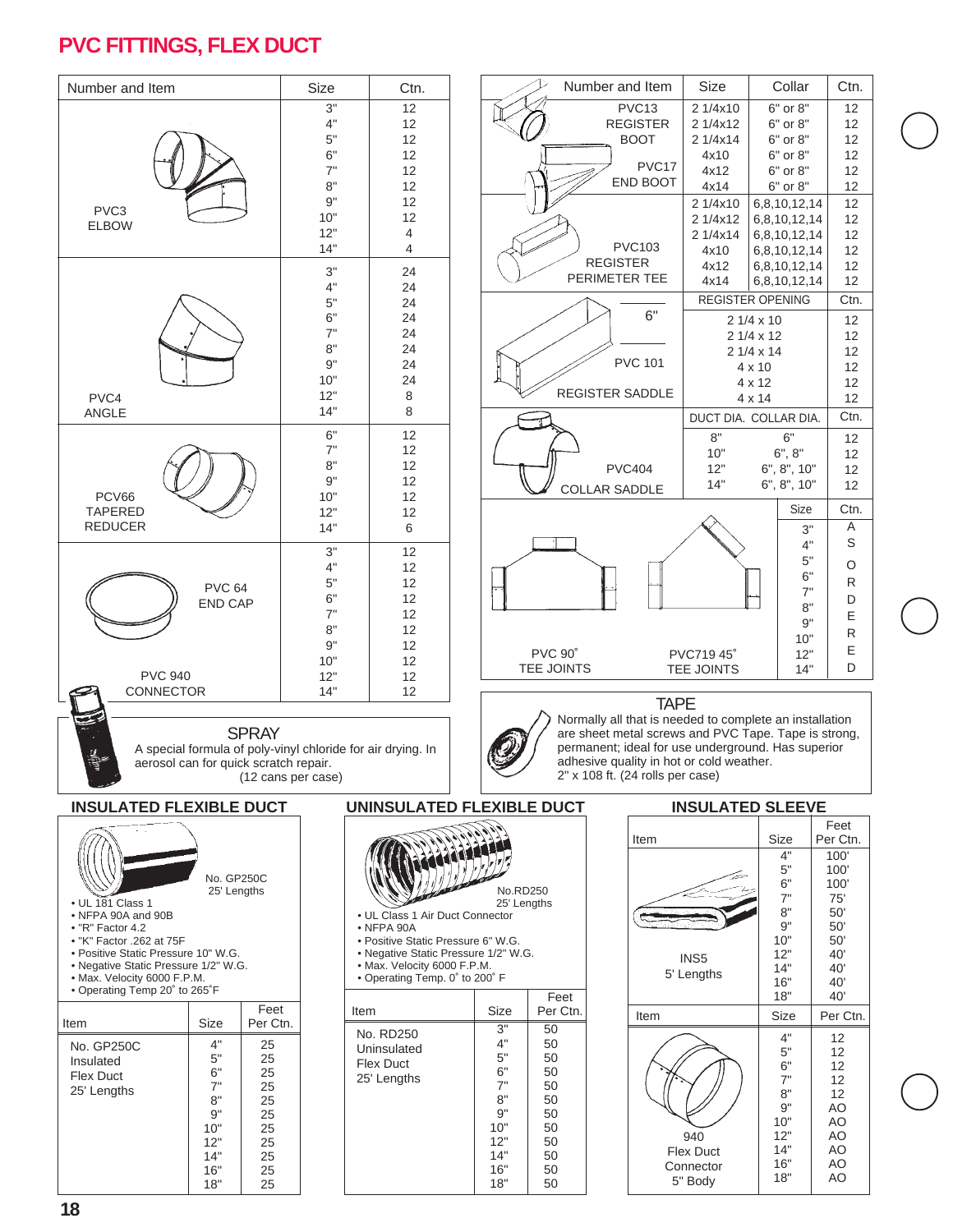# PVC FITTINGS, FLEX DUCT

| Number and Item | Size | Ctn. |
|---|---|---|
| PVC3 ELBOW | 3" | 12 |
| | 4" | 12 |
| | 5" | 12 |
| | 6" | 12 |
| | 7" | 12 |
| | 8" | 12 |
| | 9" | 12 |
| | 10" | 12 |
| | 12" | 4 |
| | 14" | 4 |
| PVC4 ANGLE | 3" | 24 |
| | 4" | 24 |
| | 5" | 24 |
| | 6" | 24 |
| | 7" | 24 |
| | 8" | 24 |
| | 9" | 24 |
| | 10" | 24 |
| | 12" | 8 |
| | 14" | 8 |
| PCV66 TAPERED REDUCER | 6" | 12 |
| | 7" | 12 |
| | 8" | 12 |
| | 9" | 12 |
| | 10" | 12 |
| | 12" | 12 |
| | 14" | 6 |
| PVC 64 END CAP / PVC 940 CONNECTOR | 3" | 12 |
| | 4" | 12 |
| | 5" | 12 |
| | 6" | 12 |
| | 7" | 12 |
| | 8" | 12 |
| | 9" | 12 |
| | 10" | 12 |
| | 12" | 12 |
| | 14" | 12 |

| Number and Item | Size | Collar | Ctn. |
|---|---|---|---|
| PVC13 REGISTER BOOT | 2 1/4x10 | 6" or 8" | 12 |
| | 2 1/4x12 | 6" or 8" | 12 |
| | 2 1/4x14 | 6" or 8" | 12 |
| PVC17 END BOOT | 4x10 | 6" or 8" | 12 |
| | 4x12 | 6" or 8" | 12 |
| | 4x14 | 6" or 8" | 12 |
| PVC103 REGISTER PERIMETER TEE | 2 1/4x10 | 6,8,10,12,14 | 12 |
| | 2 1/4x12 | 6,8,10,12,14 | 12 |
| | 2 1/4x14 | 6,8,10,12,14 | 12 |
| | 4x10 | 6,8,10,12,14 | 12 |
| | 4x12 | 6,8,10,12,14 | 12 |
| | 4x14 | 6,8,10,12,14 | 12 |

| Number and Item | REGISTER OPENING | Ctn. |
|---|---|---|
| PVC 101 REGISTER SADDLE (6") | 2 1/4 x 10 | 12 |
| | 2 1/4 x 12 | 12 |
| | 2 1/4 x 14 | 12 |
| | 4 x 10 | 12 |
| | 4 x 12 | 12 |
| | 4 x 14 | 12 |

| Number and Item | DUCT DIA. | COLLAR DIA. | Ctn. |
|---|---|---|---|
| PVC404 COLLAR SADDLE | 8" | 6" | 12 |
| | 10" | 6", 8" | 12 |
| | 12" | 6", 8", 10" | 12 |
| | 14" | 6", 8", 10" | 12 |

| Number and Item | Size | Ctn. |
|---|---|---|
| PVC 90° TEE JOINTS / PVC719 45° TEE JOINTS | 3" | ASSORTED |
| | 4" | |
| | 5" | |
| | 6" | |
| | 7" | |
| | 8" | |
| | 9" | |
| | 10" | |
| | 12" | |
| | 14" | |

## SPRAY

A special formula of poly-vinyl chloride for air drying. In aerosol can for quick scratch repair.
(12 cans per case)

## TAPE

Normally all that is needed to complete an installation are sheet metal screws and PVC Tape. Tape is strong, permanent; ideal for use underground. Has superior adhesive quality in hot or cold weather.
2" x 108 ft. (24 rolls per case)

## INSULATED FLEXIBLE DUCT

No. GP250C
25' Lengths

- UL 181 Class 1
- NFPA 90A and 90B
- "R" Factor 4.2
- "K" Factor .262 at 75F
- Positive Static Pressure 10" W.G.
- Negative Static Pressure 1/2" W.G.
- Max. Velocity 6000 F.P.M.
- Operating Temp 20° to 265°F

| Item | Size | Feet Per Ctn. |
|---|---|---|
| No. GP250C Insulated Flex Duct 25' Lengths | 4" | 25 |
| | 5" | 25 |
| | 6" | 25 |
| | 7" | 25 |
| | 8" | 25 |
| | 9" | 25 |
| | 10" | 25 |
| | 12" | 25 |
| | 14" | 25 |
| | 16" | 25 |
| | 18" | 25 |

## UNINSULATED FLEXIBLE DUCT

No.RD250
25' Lengths

- UL Class 1 Air Duct Connector
- NFPA 90A
- Positive Static Pressure 6" W.G.
- Negative Static Pressure 1/2" W.G.
- Max. Velocity 6000 F.P.M.
- Operating Temp. 0° to 200° F

| Item | Size | Feet Per Ctn. |
|---|---|---|
| No. RD250 Uninsulated Flex Duct 25' Lengths | 3" | 50 |
| | 4" | 50 |
| | 5" | 50 |
| | 6" | 50 |
| | 7" | 50 |
| | 8" | 50 |
| | 9" | 50 |
| | 10" | 50 |
| | 12" | 50 |
| | 14" | 50 |
| | 16" | 50 |
| | 18" | 50 |

## INSULATED SLEEVE

| Item | Size | Feet Per Ctn. |
|---|---|---|
| INS5 5' Lengths | 4" | 100' |
| | 5" | 100' |
| | 6" | 100' |
| | 7" | 75' |
| | 8" | 50' |
| | 9" | 50' |
| | 10" | 50' |
| | 12" | 40' |
| | 14" | 40' |
| | 16" | 40' |
| | 18" | 40' |

| Item | Size | Per Ctn. |
|---|---|---|
| 940 Flex Duct Connector 5" Body | 4" | 12 |
| | 5" | 12 |
| | 6" | 12 |
| | 7" | 12 |
| | 8" | 12 |
| | 9" | AO |
| | 10" | AO |
| | 12" | AO |
| | 14" | AO |
| | 16" | AO |
| | 18" | AO |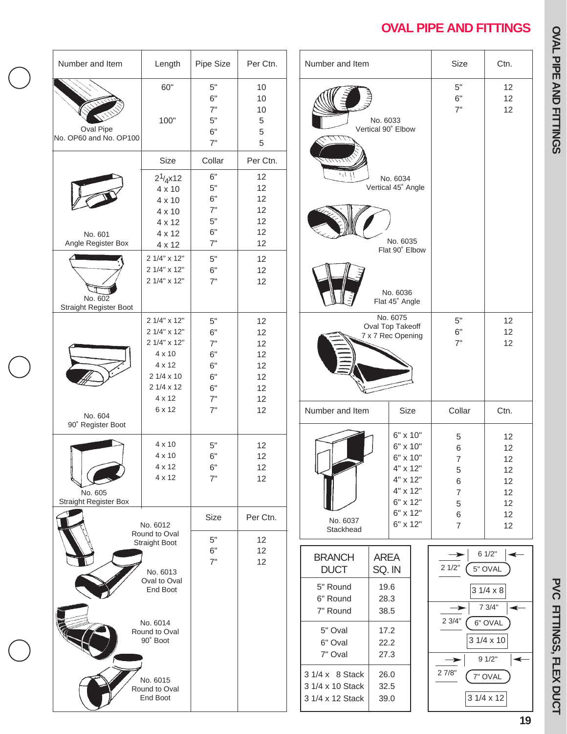# OVAL PIPE AND FITTINGS

| Number and Item | Length | Pipe Size | Per Ctn. |
|---|---|---|---|
| Oval Pipe No. OP60 and No. OP100 | 60" | 5" | 10 |
| | | 6" | 10 |
| | | 7" | 10 |
| | 100" | 5" | 5 |
| | | 6" | 5 |
| | | 7" | 5 |

| Number and Item | Size | Collar | Per Ctn. |
|---|---|---|---|
| No. 601 Angle Register Box | $2^{1}/_{4}$x12 | 6" | 12 |
| | 4 x 10 | 5" | 12 |
| | 4 x 10 | 6" | 12 |
| | 4 x 10 | 7" | 12 |
| | 4 x 12 | 5" | 12 |
| | 4 x 12 | 6" | 12 |
| | 4 x 12 | 7" | 12 |
| No. 602 Straight Register Boot | 2 1/4" x 12" | 5" | 12 |
| | 2 1/4" x 12" | 6" | 12 |
| | 2 1/4" x 12" | 7" | 12 |
| No. 604 90˚ Register Boot | 2 1/4" x 12" | 5" | 12 |
| | 2 1/4" x 12" | 6" | 12 |
| | 2 1/4" x 12" | 7" | 12 |
| | 4 x 10 | 6" | 12 |
| | 4 x 12 | 6" | 12 |
| | 2 1/4 x 10 | 6" | 12 |
| | 2 1/4 x 12 | 6" | 12 |
| | 4 x 12 | 7" | 12 |
| | 6 x 12 | 7" | 12 |
| No. 605 Straight Register Box | 4 x 10 | 5" | 12 |
| | 4 x 10 | 6" | 12 |
| | 4 x 12 | 6" | 12 |
| | 4 x 12 | 7" | 12 |

| Number and Item | Size | Per Ctn. |
|---|---|---|
| No. 6012 Round to Oval Straight Boot; No. 6013 Oval to Oval End Boot; No. 6014 Round to Oval 90˚ Boot; No. 6015 Round to Oval End Boot | 5" | 12 |
| | 6" | 12 |
| | 7" | 12 |

| Number and Item | Size | Ctn. |
|---|---|---|
| No. 6033 Vertical 90˚ Elbow; No. 6034 Vertical 45˚ Angle; No. 6035 Flat 90˚ Elbow; No. 6036 Flat 45˚ Angle | 5" | 12 |
| | 6" | 12 |
| | 7" | 12 |
| No. 6075 Oval Top Takeoff 7 x 7 Rec Opening | 5" | 12 |
| | 6" | 12 |
| | 7" | 12 |

| Number and Item | Size | Collar | Ctn. |
|---|---|---|---|
| No. 6037 Stackhead | 6" x 10" | 5 | 12 |
| | 6" x 10" | 6 | 12 |
| | 6" x 10" | 7 | 12 |
| | 4" x 12" | 5 | 12 |
| | 4" x 12" | 6 | 12 |
| | 4" x 12" | 7 | 12 |
| | 6" x 12" | 5 | 12 |
| | 6" x 12" | 6 | 12 |
| | 6" x 12" | 7 | 12 |

| BRANCH DUCT | AREA SQ. IN |
|---|---|
| 5" Round | 19.6 |
| 6" Round | 28.3 |
| 7" Round | 38.5 |
| 5" Oval | 17.2 |
| 6" Oval | 22.2 |
| 7" Oval | 27.3 |
| 3 1/4 x 8 Stack | 26.0 |
| 3 1/4 x 10 Stack | 32.5 |
| 3 1/4 x 12 Stack | 39.0 |

| Oval | Width | Height | Stack Equivalent |
|---|---|---|---|
| 5" OVAL | 6 1/2" | 2 1/2" | 3 1/4 x 8 |
| 6" OVAL | 7 3/4" | 2 3/4" | 3 1/4 x 10 |
| 7" OVAL | 9 1/2" | 2 7/8" | 3 1/4 x 12 |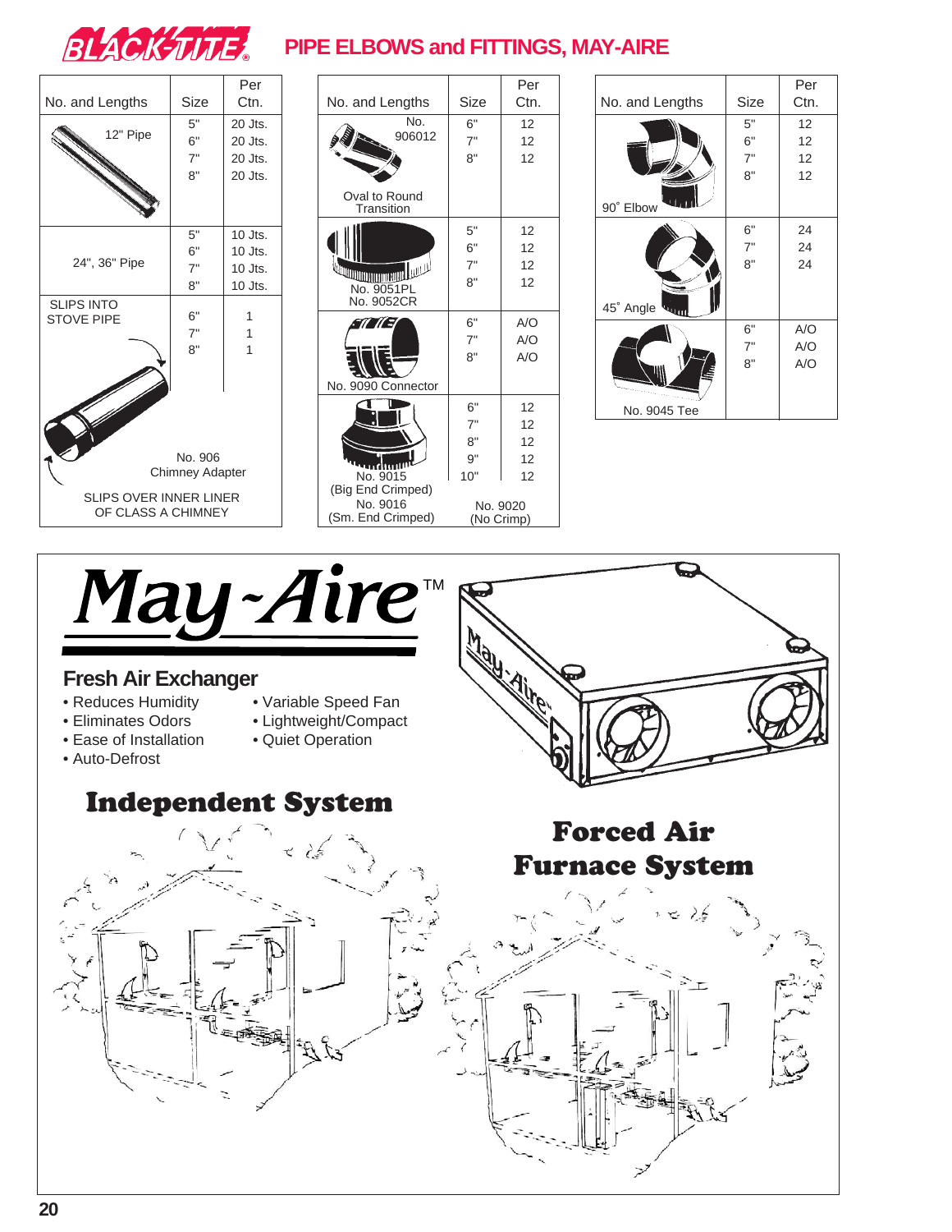# BLACK-TITE

## PIPE ELBOWS and FITTINGS, MAY-AIRE

| No. and Lengths | Size | Per Ctn. |
|---|---|---|
| 12" Pipe | 5"<br>6"<br>7"<br>8" | 20 Jts.<br>20 Jts.<br>20 Jts.<br>20 Jts. |
| 24", 36" Pipe | 5"<br>6"<br>7"<br>8" | 10 Jts.<br>10 Jts.<br>10 Jts.<br>10 Jts. |
| SLIPS INTO STOVE PIPE<br>No. 906 Chimney Adapter<br>SLIPS OVER INNER LINER OF CLASS A CHIMNEY | 6"<br>7"<br>8" | 1<br>1<br>1 |

| No. and Lengths | Size | Per Ctn. |
|---|---|---|
| No. 906012 Oval to Round Transition | 6"<br>7"<br>8" | 12<br>12<br>12 |
| No. 9051PL<br>No. 9052CR | 5"<br>6"<br>7"<br>8" | 12<br>12<br>12<br>12 |
| No. 9090 Connector | 6"<br>7"<br>8" | A/O<br>A/O<br>A/O |
| No. 9015 (Big End Crimped)<br>No. 9016 (Sm. End Crimped)<br>No. 9020 (No Crimp) | 6"<br>7"<br>8"<br>9"<br>10" | 12<br>12<br>12<br>12<br>12 |

| No. and Lengths | Size | Per Ctn. |
|---|---|---|
| 90˚ Elbow | 5"<br>6"<br>7"<br>8" | 12<br>12<br>12<br>12 |
| 45˚ Angle | 6"<br>7"<br>8" | 24<br>24<br>24 |
| No. 9045 Tee | 6"<br>7"<br>8" | A/O<br>A/O<br>A/O |

# May-Aire™

## Fresh Air Exchanger

- Reduces Humidity
- Eliminates Odors
- Ease of Installation
- Auto-Defrost
- Variable Speed Fan
- Lightweight/Compact
- Quiet Operation

## Independent System

## Forced Air Furnace System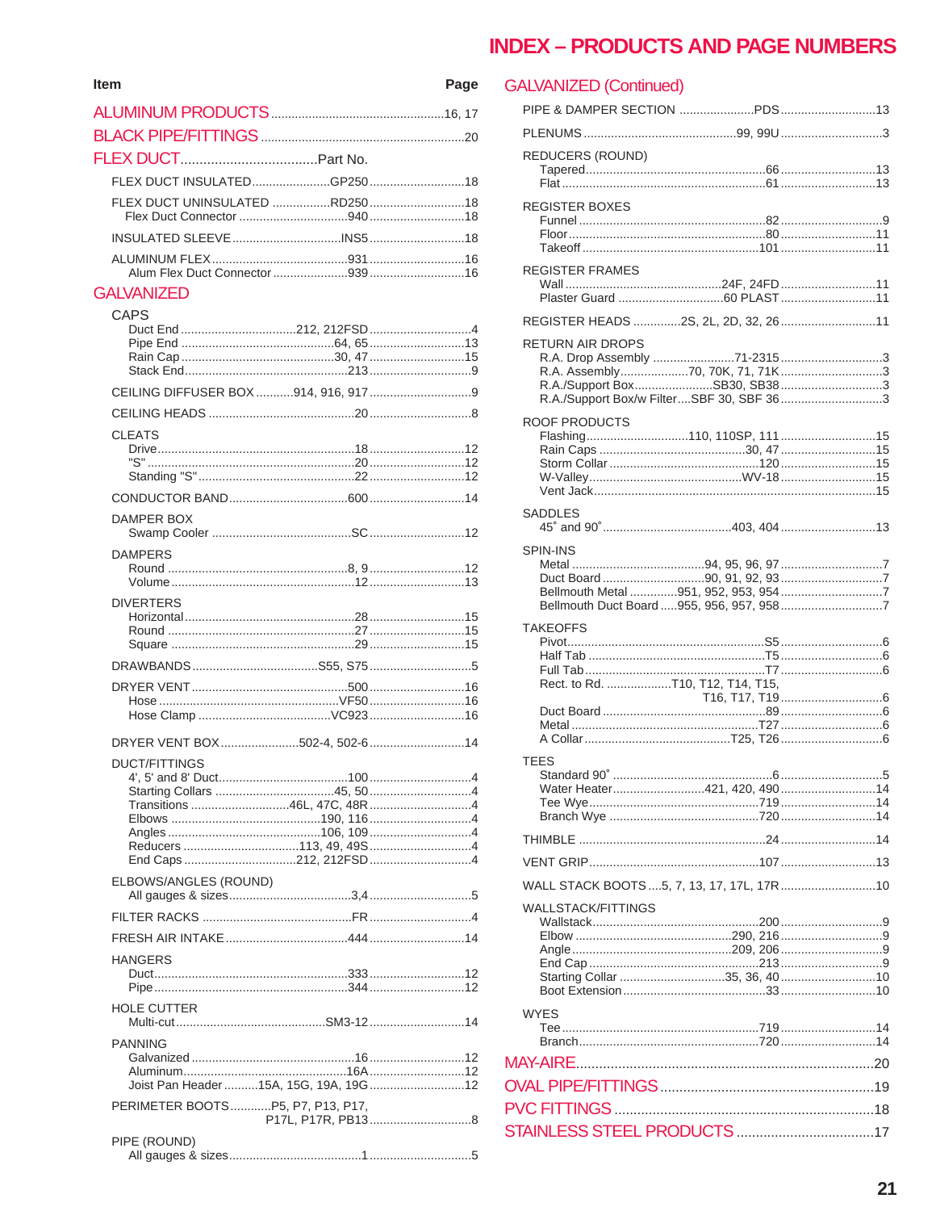# INDEX – PRODUCTS AND PAGE NUMBERS

| Item | Part No. | Page |
|---|---|---|
| **ALUMINUM PRODUCTS** | | 16, 17 |
| **BLACK PIPE/FITTINGS** | | 20 |
| **FLEX DUCT** | Part No. | |
| FLEX DUCT INSULATED | GP250 | 18 |
| FLEX DUCT UNINSULATED | RD250 | 18 |
| Flex Duct Connector | 940 | 18 |
| INSULATED SLEEVE | INS5 | 18 |
| ALUMINUM FLEX | 931 | 16 |
| Alum Flex Duct Connector | 939 | 16 |
| **GALVANIZED** | | |
| CAPS | | |
| Duct End | 212, 212FSD | 4 |
| Pipe End | 64, 65 | 13 |
| Rain Cap | 30, 47 | 15 |
| Stack End | 213 | 9 |
| CEILING DIFFUSER BOX | 914, 916, 917 | 9 |
| CEILING HEADS | 20 | 8 |
| CLEATS | | |
| Drive | 18 | 12 |
| "S" | 20 | 12 |
| Standing "S" | 22 | 12 |
| CONDUCTOR BAND | 600 | 14 |
| DAMPER BOX | | |
| Swamp Cooler | SC | 12 |
| DAMPERS | | |
| Round | 8, 9 | 12 |
| Volume | 12 | 13 |
| DIVERTERS | | |
| Horizontal | 28 | 15 |
| Round | 27 | 15 |
| Square | 29 | 15 |
| DRAWBANDS | S55, S75 | 5 |
| DRYER VENT | 500 | 16 |
| Hose | VF50 | 16 |
| Hose Clamp | VC923 | 16 |
| DRYER VENT BOX | 502-4, 502-6 | 14 |
| DUCT/FITTINGS | | |
| 4', 5' and 8' Duct | 100 | 4 |
| Starting Collars | 45, 50 | 4 |
| Transitions | 46L, 47C, 48R | 4 |
| Elbows | 190, 116 | 4 |
| Angles | 106, 109 | 4 |
| Reducers | 113, 49, 49S | 4 |
| End Caps | 212, 212FSD | 4 |
| ELBOWS/ANGLES (ROUND) | | |
| All gauges & sizes | 3,4 | 5 |
| FILTER RACKS | FR | 4 |
| FRESH AIR INTAKE | 444 | 14 |
| HANGERS | | |
| Duct | 333 | 12 |
| Pipe | 344 | 12 |
| HOLE CUTTER | | |
| Multi-cut | SM3-12 | 14 |
| PANNING | | |
| Galvanized | 16 | 12 |
| Aluminum | 16A | 12 |
| Joist Pan Header | 15A, 15G, 19A, 19G | 12 |
| PERIMETER BOOTS | P5, P7, P13, P17, P17L, P17R, PB13 | 8 |
| PIPE (ROUND) | | |
| All gauges & sizes | 1 | 5 |

## GALVANIZED (Continued)

| Item | Part No. | Page |
|---|---|---|
| PIPE & DAMPER SECTION | PDS | 13 |
| PLENUMS | 99, 99U | 3 |
| REDUCERS (ROUND) | | |
| Tapered | 66 | 13 |
| Flat | 61 | 13 |
| REGISTER BOXES | | |
| Funnel | 82 | 9 |
| Floor | 80 | 11 |
| Takeoff | 101 | 11 |
| REGISTER FRAMES | | |
| Wall | 24F, 24FD | 11 |
| Plaster Guard | 60 PLAST | 11 |
| REGISTER HEADS | 2S, 2L, 2D, 32, 26 | 11 |
| RETURN AIR DROPS | | |
| R.A. Drop Assembly | 71-2315 | 3 |
| R.A. Assembly | 70, 70K, 71, 71K | 3 |
| R.A./Support Box | SB30, SB38 | 3 |
| R.A./Support Box/w Filter | SBF 30, SBF 36 | 3 |
| ROOF PRODUCTS | | |
| Flashing | 110, 110SP, 111 | 15 |
| Rain Caps | 30, 47 | 15 |
| Storm Collar | 120 | 15 |
| W-Valley | WV-18 | 15 |
| Vent Jack | | 15 |
| SADDLES | | |
| 45˚ and 90˚ | 403, 404 | 13 |
| SPIN-INS | | |
| Metal | 94, 95, 96, 97 | 7 |
| Duct Board | 90, 91, 92, 93 | 7 |
| Bellmouth Metal | 951, 952, 953, 954 | 7 |
| Bellmouth Duct Board | 955, 956, 957, 958 | 7 |
| TAKEOFFS | | |
| Pivot | S5 | 6 |
| Half Tab | T5 | 6 |
| Full Tab | T7 | 6 |
| Rect. to Rd. | T10, T12, T14, T15, T16, T17, T19 | 6 |
| Duct Board | 89 | 6 |
| Metal | T27 | 6 |
| A Collar | T25, T26 | 6 |
| TEES | | |
| Standard 90˚ | 6 | 5 |
| Water Heater | 421, 420, 490 | 14 |
| Tee Wye | 719 | 14 |
| Branch Wye | 720 | 14 |
| THIMBLE | 24 | 14 |
| VENT GRIP | 107 | 13 |
| WALL STACK BOOTS | 5, 7, 13, 17, 17L, 17R | 10 |
| WALLSTACK/FITTINGS | | |
| Wallstack | 200 | 9 |
| Elbow | 290, 216 | 9 |
| Angle | 209, 206 | 9 |
| End Cap | 213 | 9 |
| Starting Collar | 35, 36, 40 | 10 |
| Boot Extension | 33 | 10 |
| WYES | | |
| Tee | 719 | 14 |
| Branch | 720 | 14 |
| **MAY-AIRE** | | 20 |
| **OVAL PIPE/FITTINGS** | | 19 |
| **PVC FITTINGS** | | 18 |
| **STAINLESS STEEL PRODUCTS** | | 17 |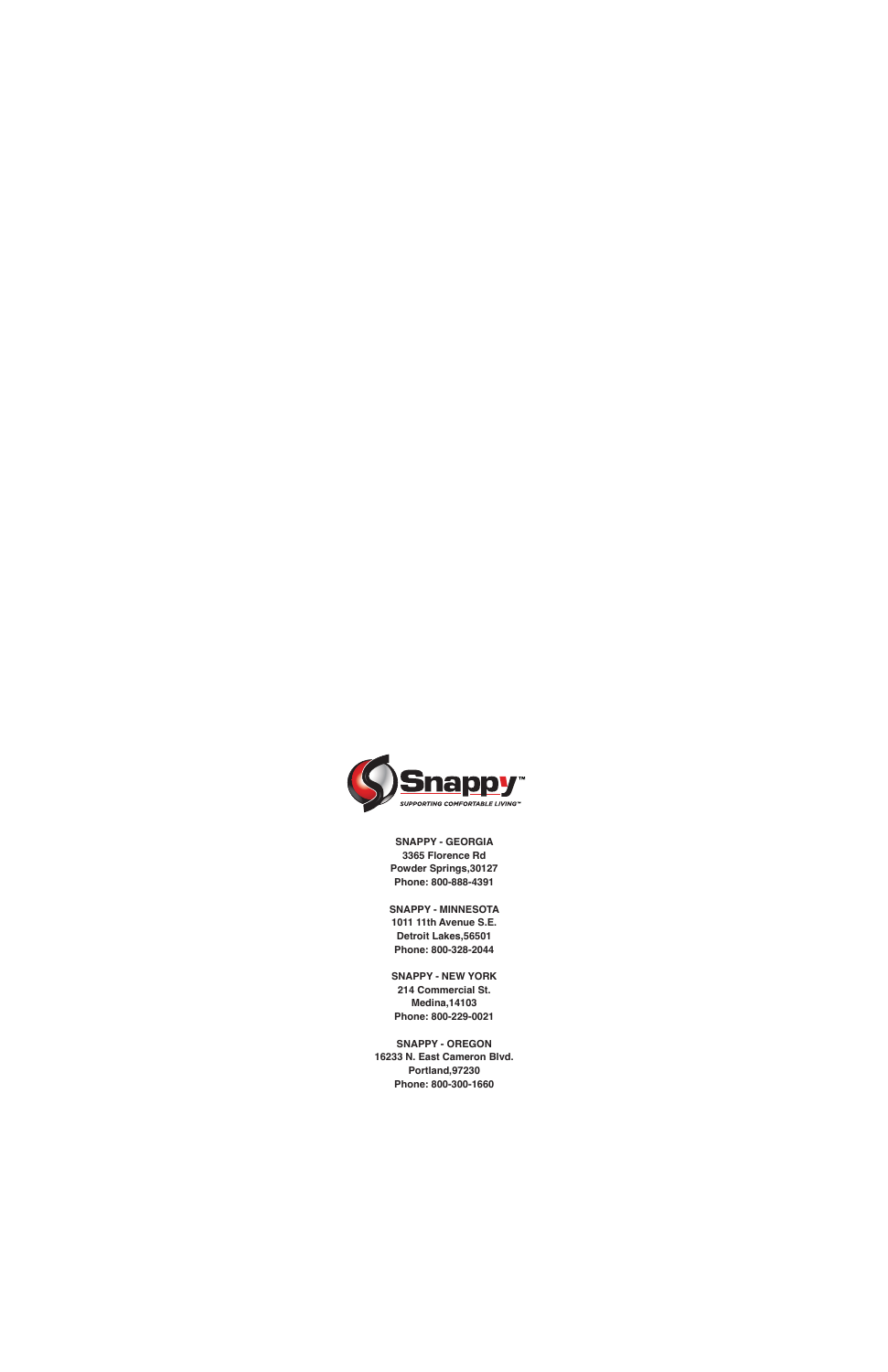Snappy™

SUPPORTING COMFORTABLE LIVING™

**SNAPPY - GEORGIA**
**3365 Florence Rd**
**Powder Springs,30127**
**Phone: 800-888-4391**

**SNAPPY - MINNESOTA**
**1011 11th Avenue S.E.**
**Detroit Lakes,56501**
**Phone: 800-328-2044**

**SNAPPY - NEW YORK**
**214 Commercial St.**
**Medina,14103**
**Phone: 800-229-0021**

**SNAPPY - OREGON**
**16233 N. East Cameron Blvd.**
**Portland,97230**
**Phone: 800-300-1660**